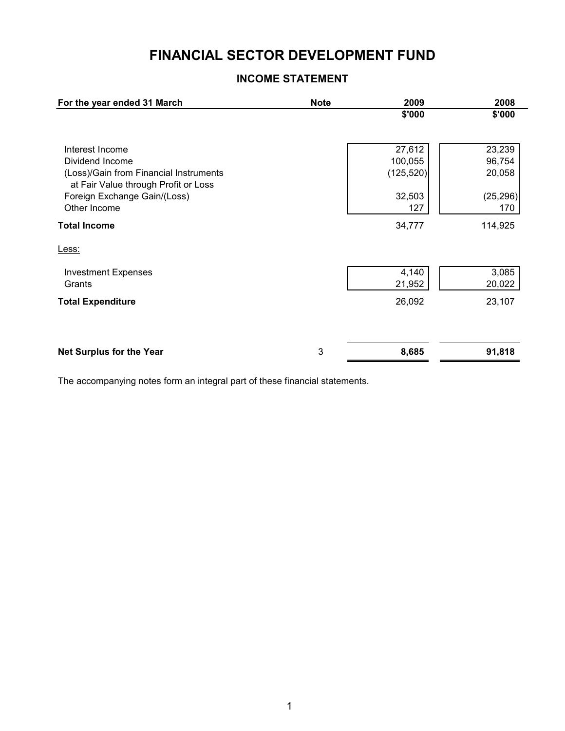# FINANCIAL SECTOR DEVELOPMENT FUND

## INCOME STATEMENT

| For the year ended 31 March | Note | 2009 | 2008 |
|---|---|---|---|
| | | $'000 | $'000 |
| Interest Income | | 27,612 | 23,239 |
| Dividend Income | | 100,055 | 96,754 |
| (Loss)/Gain from Financial Instruments at Fair Value through Profit or Loss | | (125,520) | 20,058 |
| Foreign Exchange Gain/(Loss) | | 32,503 | (25,296) |
| Other Income | | 127 | 170 |
| **Total Income** | | 34,777 | 114,925 |
| Less: | | | |
| Investment Expenses | | 4,140 | 3,085 |
| Grants | | 21,952 | 20,022 |
| **Total Expenditure** | | 26,092 | 23,107 |
| **Net Surplus for the Year** | 3 | **8,685** | **91,818** |

The accompanying notes form an integral part of these financial statements.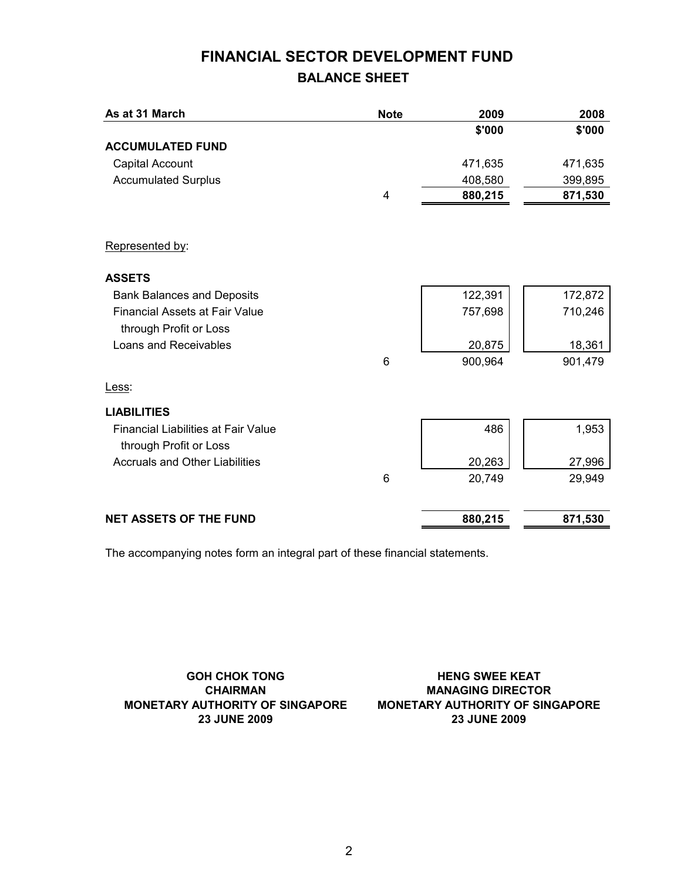# FINANCIAL SECTOR DEVELOPMENT FUND

## BALANCE SHEET

| As at 31 March | Note | 2009 | 2008 |
|---|---|---|---|
| | | $'000 | $'000 |
| **ACCUMULATED FUND** | | | |
| Capital Account | | 471,635 | 471,635 |
| Accumulated Surplus | | 408,580 | 399,895 |
| | 4 | **880,215** | **871,530** |
| | | | |
| Represented by: | | | |
| | | | |
| **ASSETS** | | | |
| Bank Balances and Deposits | | 122,391 | 172,872 |
| Financial Assets at Fair Value through Profit or Loss | | 757,698 | 710,246 |
| Loans and Receivables | | 20,875 | 18,361 |
| | 6 | 900,964 | 901,479 |
| | | | |
| Less: | | | |
| | | | |
| **LIABILITIES** | | | |
| Financial Liabilities at Fair Value through Profit or Loss | | 486 | 1,953 |
| Accruals and Other Liabilities | | 20,263 | 27,996 |
| | 6 | 20,749 | 29,949 |
| | | | |
| **NET ASSETS OF THE FUND** | | **880,215** | **871,530** |

The accompanying notes form an integral part of these financial statements.

**GOH CHOK TONG**
**CHAIRMAN**
**MONETARY AUTHORITY OF SINGAPORE**
**23 JUNE 2009**

**HENG SWEE KEAT**
**MANAGING DIRECTOR**
**MONETARY AUTHORITY OF SINGAPORE**
**23 JUNE 2009**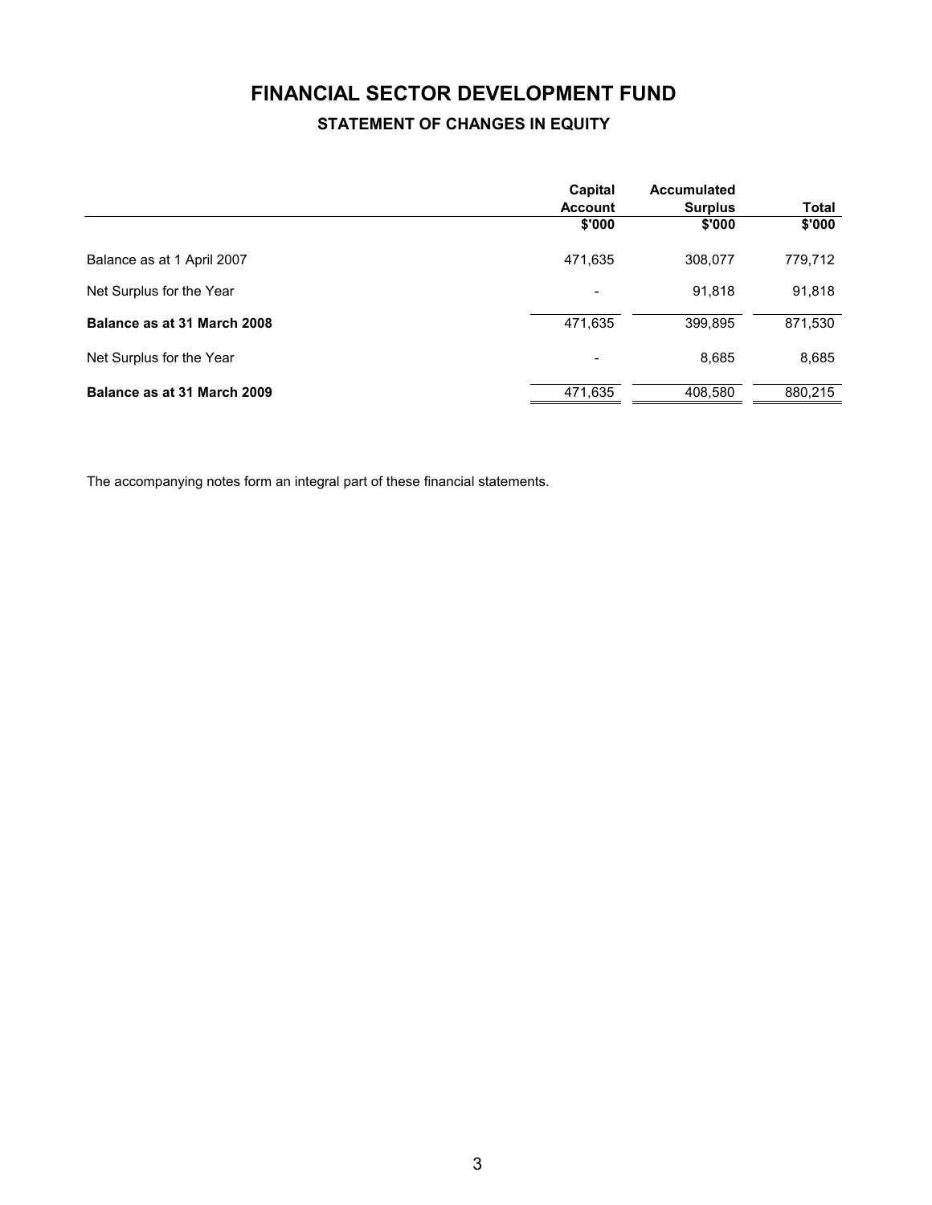# FINANCIAL SECTOR DEVELOPMENT FUND

## STATEMENT OF CHANGES IN EQUITY

| | Capital Account | Accumulated Surplus | Total |
|---|---|---|---|
| | $'000 | $'000 | $'000 |
| Balance as at 1 April 2007 | 471,635 | 308,077 | 779,712 |
| Net Surplus for the Year | - | 91,818 | 91,818 |
| **Balance as at 31 March 2008** | 471,635 | 399,895 | 871,530 |
| Net Surplus for the Year | - | 8,685 | 8,685 |
| **Balance as at 31 March 2009** | 471,635 | 408,580 | 880,215 |

The accompanying notes form an integral part of these financial statements.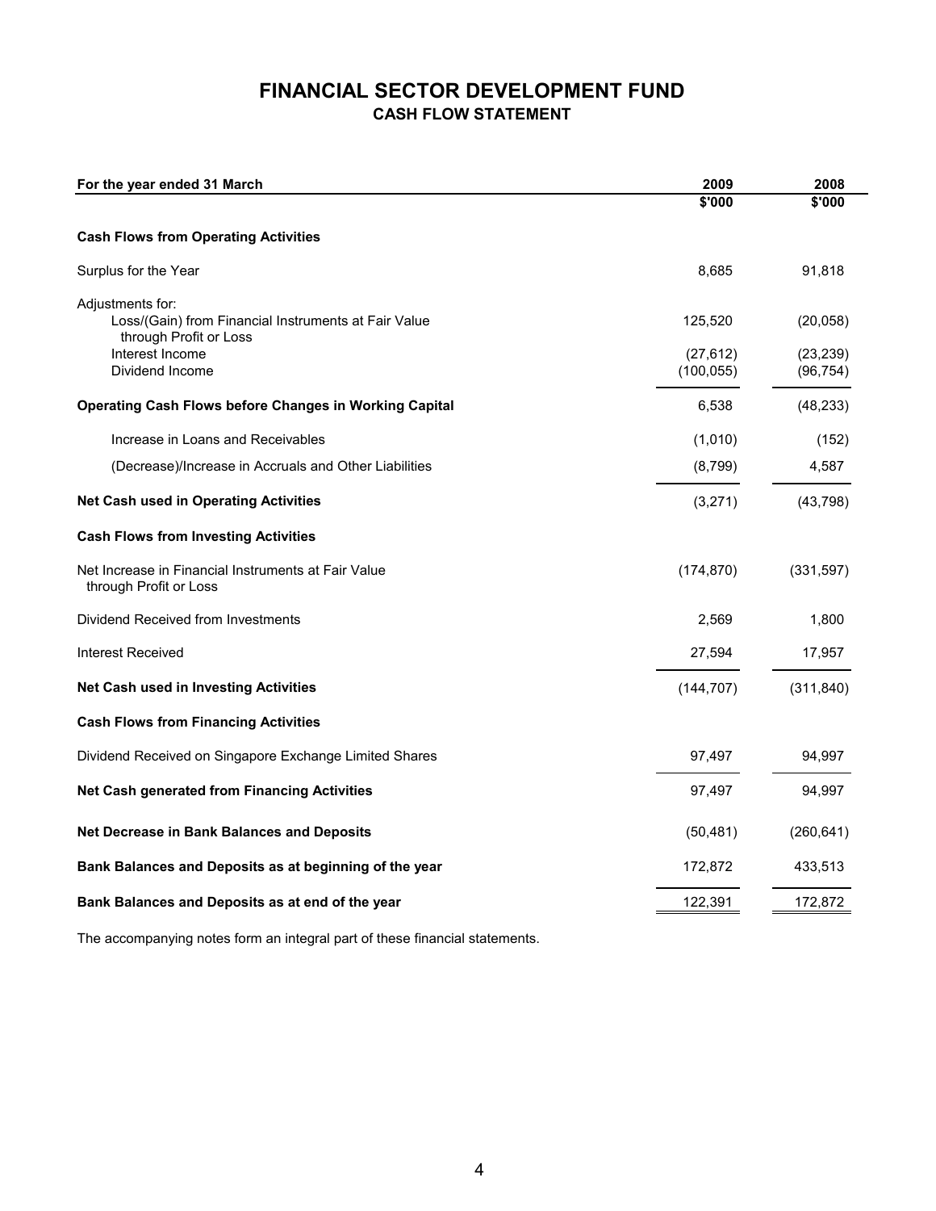# FINANCIAL SECTOR DEVELOPMENT FUND

## CASH FLOW STATEMENT

| For the year ended 31 March | 2009 | 2008 |
|---|---|---|
| | $'000 | $'000 |
| **Cash Flows from Operating Activities** | | |
| Surplus for the Year | 8,685 | 91,818 |
| Adjustments for: | | |
| Loss/(Gain) from Financial Instruments at Fair Value through Profit or Loss | 125,520 | (20,058) |
| Interest Income | (27,612) | (23,239) |
| Dividend Income | (100,055) | (96,754) |
| **Operating Cash Flows before Changes in Working Capital** | 6,538 | (48,233) |
| Increase in Loans and Receivables | (1,010) | (152) |
| (Decrease)/Increase in Accruals and Other Liabilities | (8,799) | 4,587 |
| **Net Cash used in Operating Activities** | (3,271) | (43,798) |
| **Cash Flows from Investing Activities** | | |
| Net Increase in Financial Instruments at Fair Value through Profit or Loss | (174,870) | (331,597) |
| Dividend Received from Investments | 2,569 | 1,800 |
| Interest Received | 27,594 | 17,957 |
| **Net Cash used in Investing Activities** | (144,707) | (311,840) |
| **Cash Flows from Financing Activities** | | |
| Dividend Received on Singapore Exchange Limited Shares | 97,497 | 94,997 |
| **Net Cash generated from Financing Activities** | 97,497 | 94,997 |
| **Net Decrease in Bank Balances and Deposits** | (50,481) | (260,641) |
| **Bank Balances and Deposits as at beginning of the year** | 172,872 | 433,513 |
| **Bank Balances and Deposits as at end of the year** | 122,391 | 172,872 |

The accompanying notes form an integral part of these financial statements.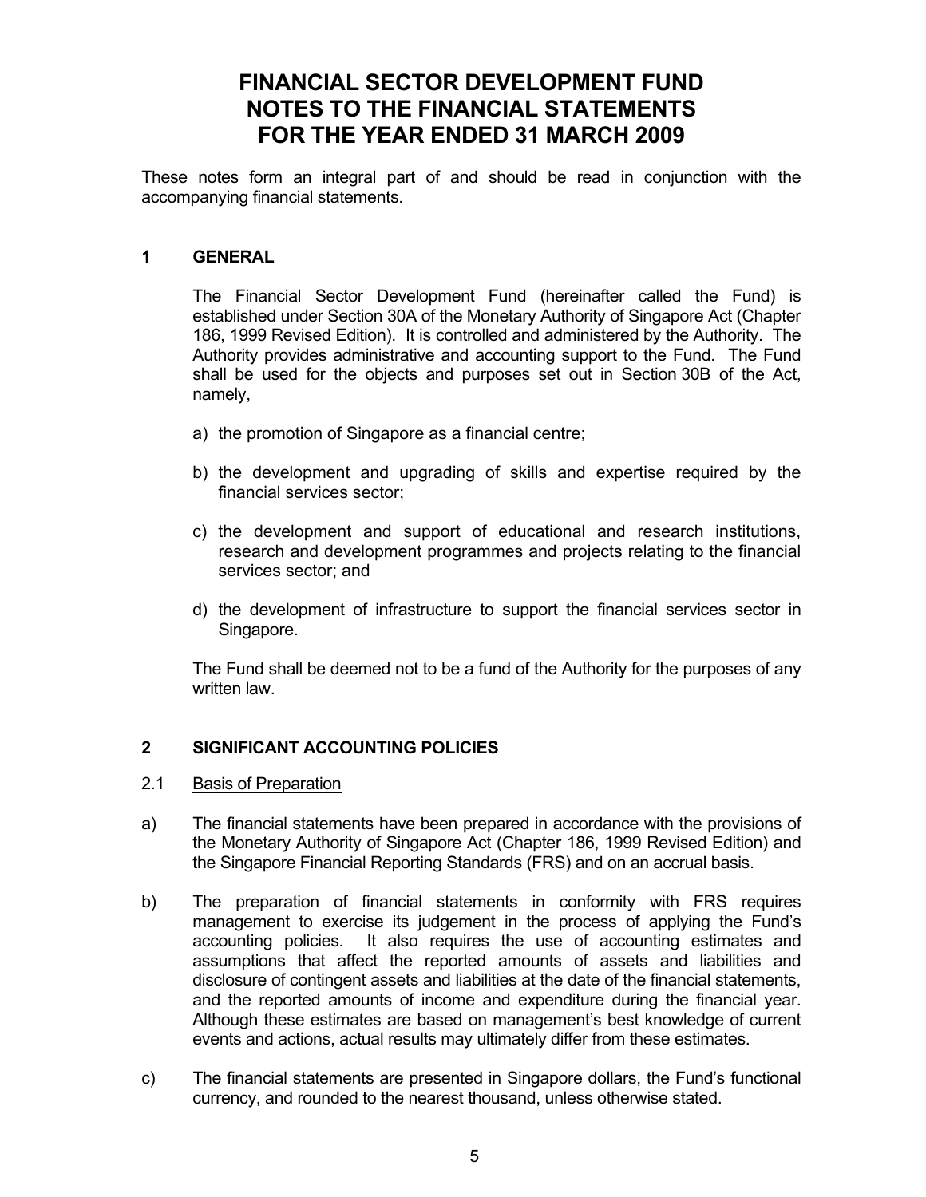# FINANCIAL SECTOR DEVELOPMENT FUND NOTES TO THE FINANCIAL STATEMENTS FOR THE YEAR ENDED 31 MARCH 2009

These notes form an integral part of and should be read in conjunction with the accompanying financial statements.

## 1 GENERAL

The Financial Sector Development Fund (hereinafter called the Fund) is established under Section 30A of the Monetary Authority of Singapore Act (Chapter 186, 1999 Revised Edition). It is controlled and administered by the Authority. The Authority provides administrative and accounting support to the Fund. The Fund shall be used for the objects and purposes set out in Section 30B of the Act, namely,

a) the promotion of Singapore as a financial centre;

b) the development and upgrading of skills and expertise required by the financial services sector;

c) the development and support of educational and research institutions, research and development programmes and projects relating to the financial services sector; and

d) the development of infrastructure to support the financial services sector in Singapore.

The Fund shall be deemed not to be a fund of the Authority for the purposes of any written law.

## 2 SIGNIFICANT ACCOUNTING POLICIES

### 2.1 Basis of Preparation

a) The financial statements have been prepared in accordance with the provisions of the Monetary Authority of Singapore Act (Chapter 186, 1999 Revised Edition) and the Singapore Financial Reporting Standards (FRS) and on an accrual basis.

b) The preparation of financial statements in conformity with FRS requires management to exercise its judgement in the process of applying the Fund's accounting policies. It also requires the use of accounting estimates and assumptions that affect the reported amounts of assets and liabilities and disclosure of contingent assets and liabilities at the date of the financial statements, and the reported amounts of income and expenditure during the financial year. Although these estimates are based on management's best knowledge of current events and actions, actual results may ultimately differ from these estimates.

c) The financial statements are presented in Singapore dollars, the Fund's functional currency, and rounded to the nearest thousand, unless otherwise stated.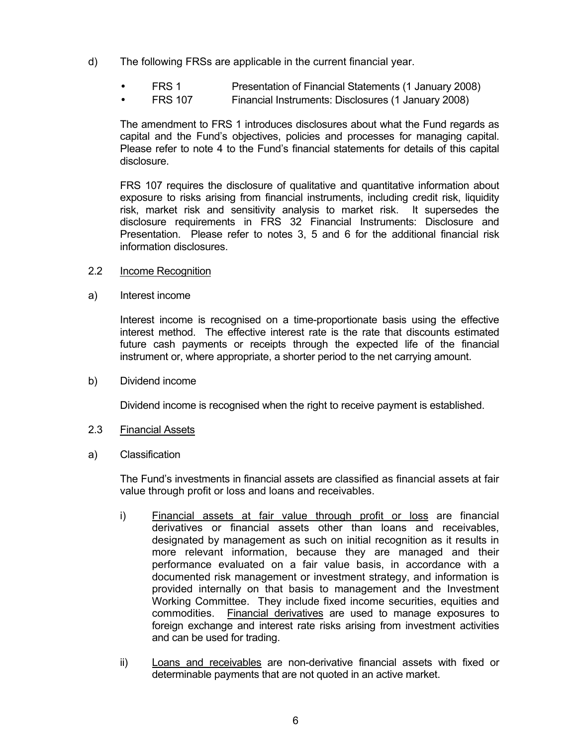d) The following FRSs are applicable in the current financial year.

- FRS 1 Presentation of Financial Statements (1 January 2008)
- FRS 107 Financial Instruments: Disclosures (1 January 2008)

The amendment to FRS 1 introduces disclosures about what the Fund regards as capital and the Fund's objectives, policies and processes for managing capital. Please refer to note 4 to the Fund's financial statements for details of this capital disclosure.

FRS 107 requires the disclosure of qualitative and quantitative information about exposure to risks arising from financial instruments, including credit risk, liquidity risk, market risk and sensitivity analysis to market risk. It supersedes the disclosure requirements in FRS 32 Financial Instruments: Disclosure and Presentation. Please refer to notes 3, 5 and 6 for the additional financial risk information disclosures.

2.2 Income Recognition

a) Interest income

Interest income is recognised on a time-proportionate basis using the effective interest method. The effective interest rate is the rate that discounts estimated future cash payments or receipts through the expected life of the financial instrument or, where appropriate, a shorter period to the net carrying amount.

b) Dividend income

Dividend income is recognised when the right to receive payment is established.

2.3 Financial Assets

a) Classification

The Fund's investments in financial assets are classified as financial assets at fair value through profit or loss and loans and receivables.

i) Financial assets at fair value through profit or loss are financial derivatives or financial assets other than loans and receivables, designated by management as such on initial recognition as it results in more relevant information, because they are managed and their performance evaluated on a fair value basis, in accordance with a documented risk management or investment strategy, and information is provided internally on that basis to management and the Investment Working Committee. They include fixed income securities, equities and commodities. Financial derivatives are used to manage exposures to foreign exchange and interest rate risks arising from investment activities and can be used for trading.

ii) Loans and receivables are non-derivative financial assets with fixed or determinable payments that are not quoted in an active market.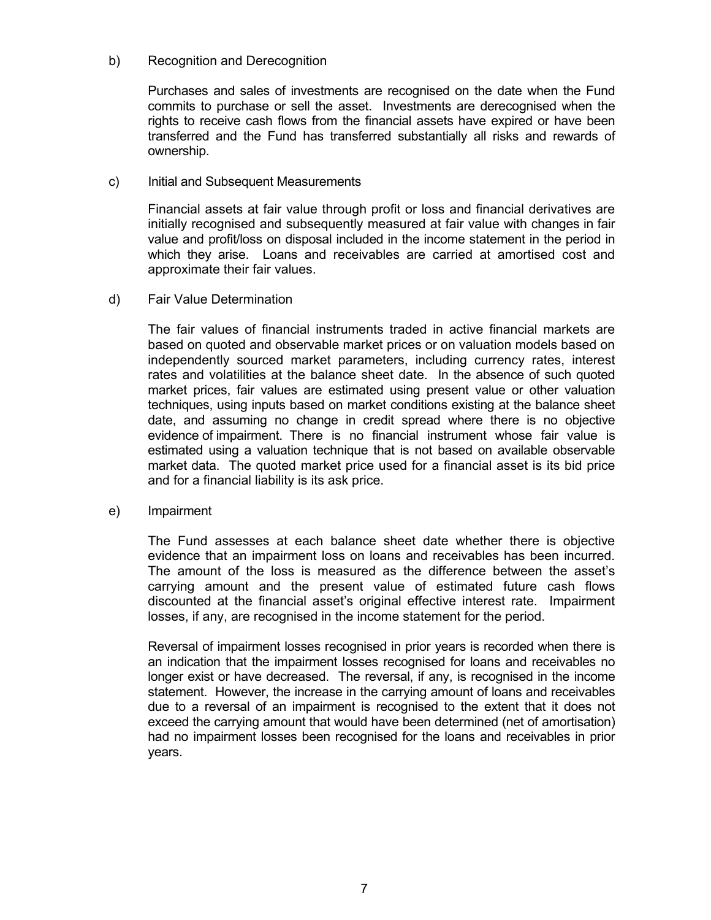b) Recognition and Derecognition

Purchases and sales of investments are recognised on the date when the Fund commits to purchase or sell the asset. Investments are derecognised when the rights to receive cash flows from the financial assets have expired or have been transferred and the Fund has transferred substantially all risks and rewards of ownership.

c) Initial and Subsequent Measurements

Financial assets at fair value through profit or loss and financial derivatives are initially recognised and subsequently measured at fair value with changes in fair value and profit/loss on disposal included in the income statement in the period in which they arise. Loans and receivables are carried at amortised cost and approximate their fair values.

d) Fair Value Determination

The fair values of financial instruments traded in active financial markets are based on quoted and observable market prices or on valuation models based on independently sourced market parameters, including currency rates, interest rates and volatilities at the balance sheet date. In the absence of such quoted market prices, fair values are estimated using present value or other valuation techniques, using inputs based on market conditions existing at the balance sheet date, and assuming no change in credit spread where there is no objective evidence of impairment. There is no financial instrument whose fair value is estimated using a valuation technique that is not based on available observable market data. The quoted market price used for a financial asset is its bid price and for a financial liability is its ask price.

e) Impairment

The Fund assesses at each balance sheet date whether there is objective evidence that an impairment loss on loans and receivables has been incurred. The amount of the loss is measured as the difference between the asset's carrying amount and the present value of estimated future cash flows discounted at the financial asset's original effective interest rate. Impairment losses, if any, are recognised in the income statement for the period.

Reversal of impairment losses recognised in prior years is recorded when there is an indication that the impairment losses recognised for loans and receivables no longer exist or have decreased. The reversal, if any, is recognised in the income statement. However, the increase in the carrying amount of loans and receivables due to a reversal of an impairment is recognised to the extent that it does not exceed the carrying amount that would have been determined (net of amortisation) had no impairment losses been recognised for the loans and receivables in prior years.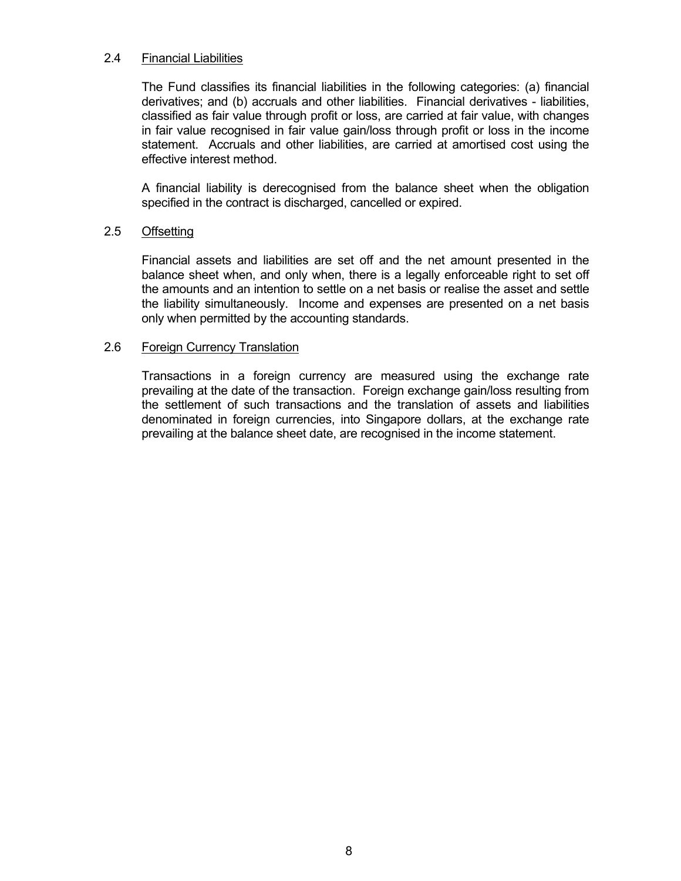### 2.4 Financial Liabilities

The Fund classifies its financial liabilities in the following categories: (a) financial derivatives; and (b) accruals and other liabilities. Financial derivatives - liabilities, classified as fair value through profit or loss, are carried at fair value, with changes in fair value recognised in fair value gain/loss through profit or loss in the income statement. Accruals and other liabilities, are carried at amortised cost using the effective interest method.

A financial liability is derecognised from the balance sheet when the obligation specified in the contract is discharged, cancelled or expired.

### 2.5 Offsetting

Financial assets and liabilities are set off and the net amount presented in the balance sheet when, and only when, there is a legally enforceable right to set off the amounts and an intention to settle on a net basis or realise the asset and settle the liability simultaneously. Income and expenses are presented on a net basis only when permitted by the accounting standards.

### 2.6 Foreign Currency Translation

Transactions in a foreign currency are measured using the exchange rate prevailing at the date of the transaction. Foreign exchange gain/loss resulting from the settlement of such transactions and the translation of assets and liabilities denominated in foreign currencies, into Singapore dollars, at the exchange rate prevailing at the balance sheet date, are recognised in the income statement.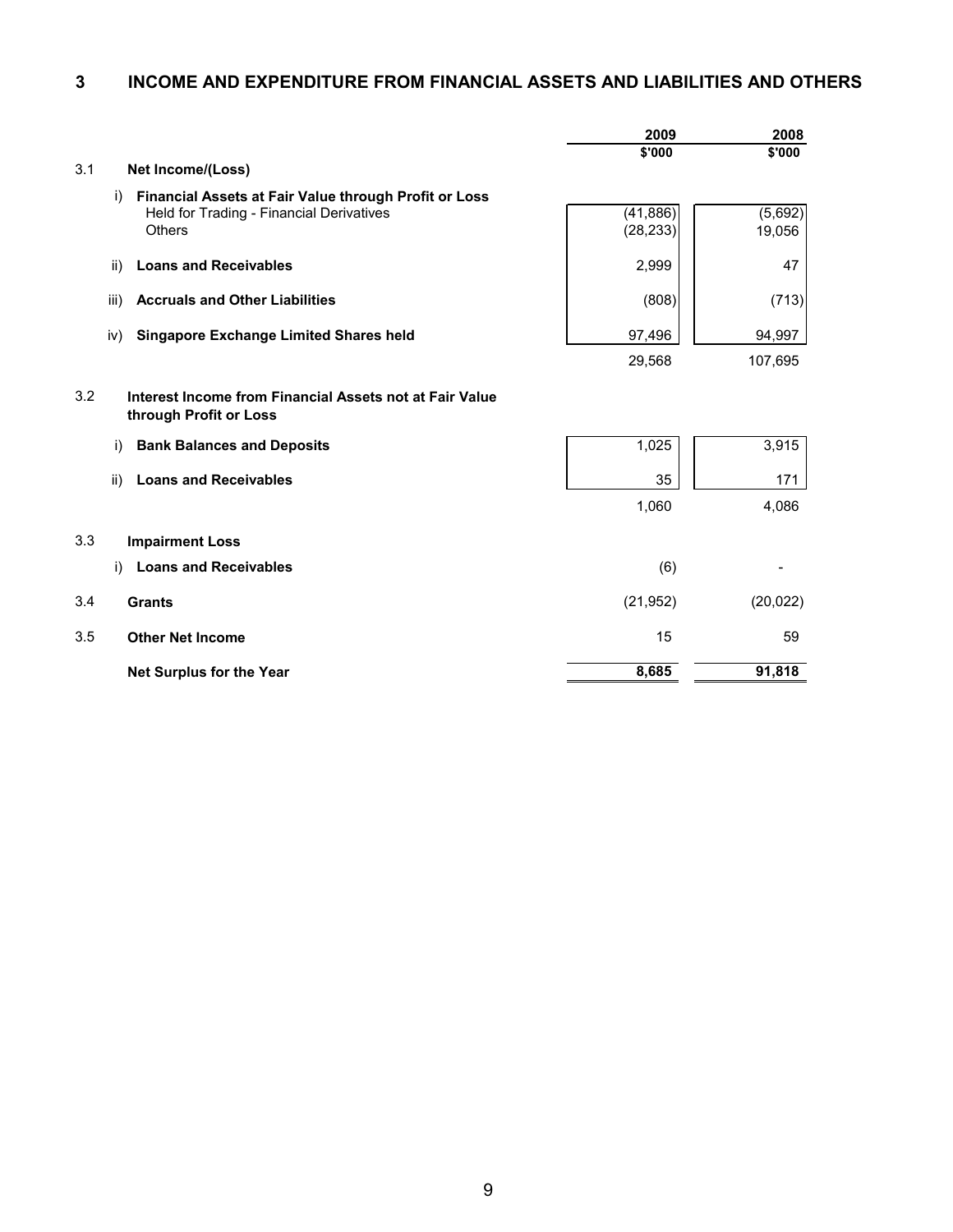## 3 INCOME AND EXPENDITURE FROM FINANCIAL ASSETS AND LIABILITIES AND OTHERS

| | | 2009 | 2008 |
|---|---|---|---|
| | | $'000 | $'000 |
| 3.1 | **Net Income/(Loss)** | | |
| | i) **Financial Assets at Fair Value through Profit or Loss** | | |
| | Held for Trading - Financial Derivatives | (41,886) | (5,692) |
| | Others | (28,233) | 19,056 |
| | ii) **Loans and Receivables** | 2,999 | 47 |
| | iii) **Accruals and Other Liabilities** | (808) | (713) |
| | iv) **Singapore Exchange Limited Shares held** | 97,496 | 94,997 |
| | | 29,568 | 107,695 |
| 3.2 | **Interest Income from Financial Assets not at Fair Value through Profit or Loss** | | |
| | i) **Bank Balances and Deposits** | 1,025 | 3,915 |
| | ii) **Loans and Receivables** | 35 | 171 |
| | | 1,060 | 4,086 |
| 3.3 | **Impairment Loss** | | |
| | i) **Loans and Receivables** | (6) | - |
| 3.4 | **Grants** | (21,952) | (20,022) |
| 3.5 | **Other Net Income** | 15 | 59 |
| | **Net Surplus for the Year** | **8,685** | **91,818** |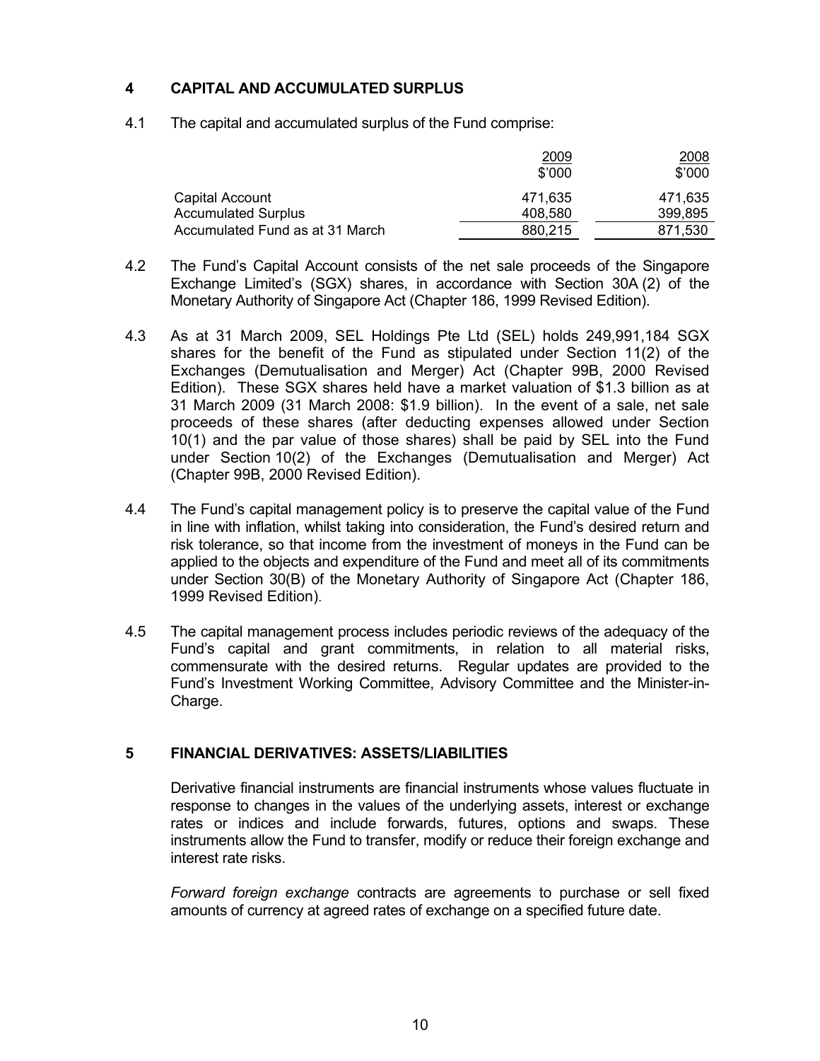## 4 CAPITAL AND ACCUMULATED SURPLUS

4.1 The capital and accumulated surplus of the Fund comprise:

| | 2009<br>$'000 | 2008<br>$'000 |
|---|---|---|
| Capital Account | 471,635 | 471,635 |
| Accumulated Surplus | 408,580 | 399,895 |
| Accumulated Fund as at 31 March | 880,215 | 871,530 |

4.2 The Fund's Capital Account consists of the net sale proceeds of the Singapore Exchange Limited's (SGX) shares, in accordance with Section 30A (2) of the Monetary Authority of Singapore Act (Chapter 186, 1999 Revised Edition).

4.3 As at 31 March 2009, SEL Holdings Pte Ltd (SEL) holds 249,991,184 SGX shares for the benefit of the Fund as stipulated under Section 11(2) of the Exchanges (Demutualisation and Merger) Act (Chapter 99B, 2000 Revised Edition). These SGX shares held have a market valuation of $1.3 billion as at 31 March 2009 (31 March 2008: $1.9 billion). In the event of a sale, net sale proceeds of these shares (after deducting expenses allowed under Section 10(1) and the par value of those shares) shall be paid by SEL into the Fund under Section 10(2) of the Exchanges (Demutualisation and Merger) Act (Chapter 99B, 2000 Revised Edition).

4.4 The Fund's capital management policy is to preserve the capital value of the Fund in line with inflation, whilst taking into consideration, the Fund's desired return and risk tolerance, so that income from the investment of moneys in the Fund can be applied to the objects and expenditure of the Fund and meet all of its commitments under Section 30(B) of the Monetary Authority of Singapore Act (Chapter 186, 1999 Revised Edition).

4.5 The capital management process includes periodic reviews of the adequacy of the Fund's capital and grant commitments, in relation to all material risks, commensurate with the desired returns. Regular updates are provided to the Fund's Investment Working Committee, Advisory Committee and the Minister-in-Charge.

## 5 FINANCIAL DERIVATIVES: ASSETS/LIABILITIES

Derivative financial instruments are financial instruments whose values fluctuate in response to changes in the values of the underlying assets, interest or exchange rates or indices and include forwards, futures, options and swaps. These instruments allow the Fund to transfer, modify or reduce their foreign exchange and interest rate risks.

*Forward foreign exchange* contracts are agreements to purchase or sell fixed amounts of currency at agreed rates of exchange on a specified future date.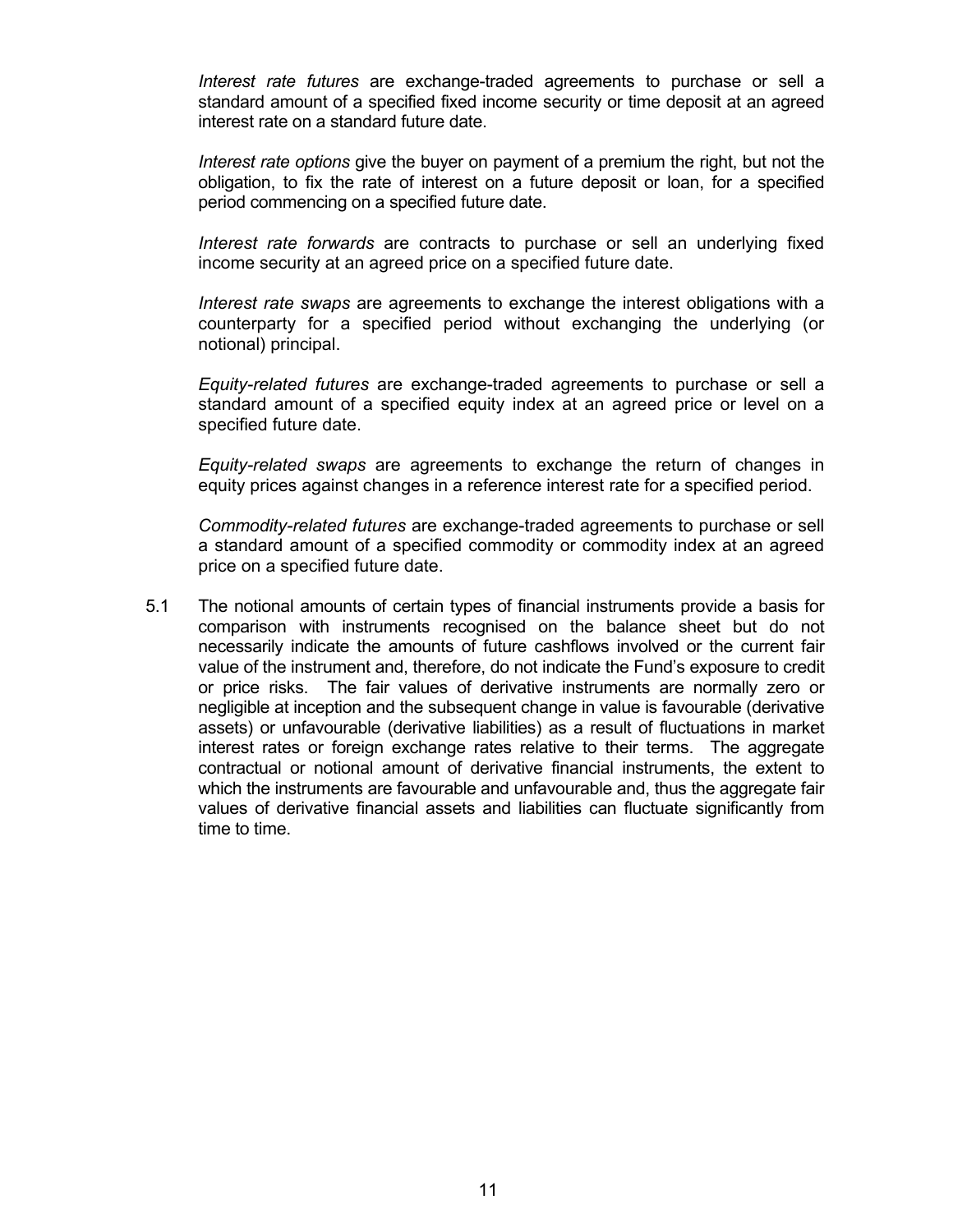*Interest rate futures* are exchange-traded agreements to purchase or sell a standard amount of a specified fixed income security or time deposit at an agreed interest rate on a standard future date.

*Interest rate options* give the buyer on payment of a premium the right, but not the obligation, to fix the rate of interest on a future deposit or loan, for a specified period commencing on a specified future date.

*Interest rate forwards* are contracts to purchase or sell an underlying fixed income security at an agreed price on a specified future date.

*Interest rate swaps* are agreements to exchange the interest obligations with a counterparty for a specified period without exchanging the underlying (or notional) principal.

*Equity-related futures* are exchange-traded agreements to purchase or sell a standard amount of a specified equity index at an agreed price or level on a specified future date.

*Equity-related swaps* are agreements to exchange the return of changes in equity prices against changes in a reference interest rate for a specified period.

*Commodity-related futures* are exchange-traded agreements to purchase or sell a standard amount of a specified commodity or commodity index at an agreed price on a specified future date.

5.1 The notional amounts of certain types of financial instruments provide a basis for comparison with instruments recognised on the balance sheet but do not necessarily indicate the amounts of future cashflows involved or the current fair value of the instrument and, therefore, do not indicate the Fund's exposure to credit or price risks. The fair values of derivative instruments are normally zero or negligible at inception and the subsequent change in value is favourable (derivative assets) or unfavourable (derivative liabilities) as a result of fluctuations in market interest rates or foreign exchange rates relative to their terms. The aggregate contractual or notional amount of derivative financial instruments, the extent to which the instruments are favourable and unfavourable and, thus the aggregate fair values of derivative financial assets and liabilities can fluctuate significantly from time to time.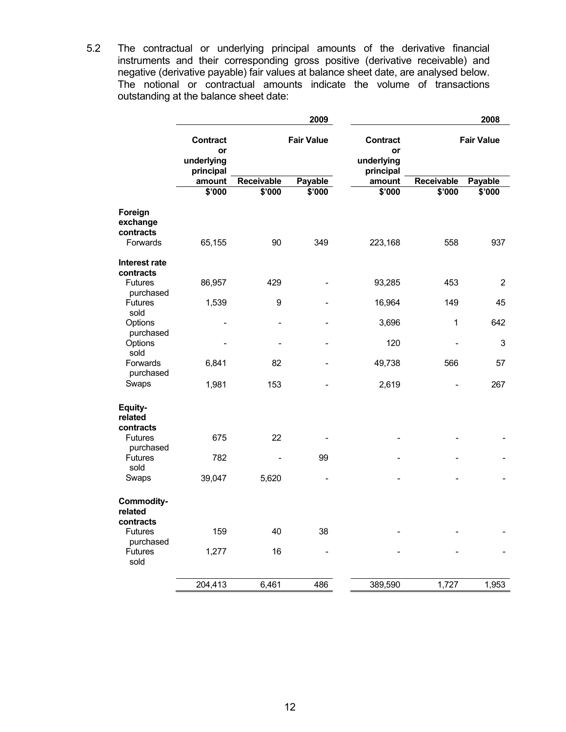5.2 The contractual or underlying principal amounts of the derivative financial instruments and their corresponding gross positive (derivative receivable) and negative (derivative payable) fair values at balance sheet date, are analysed below. The notional or contractual amounts indicate the volume of transactions outstanding at the balance sheet date:

| | 2009 | | | 2008 | | |
|---|---|---|---|---|---|---|
| | Contract or underlying principal amount | Fair Value | | Contract or underlying principal amount | Fair Value | |
| | | Receivable | Payable | | Receivable | Payable |
| | $'000 | $'000 | $'000 | $'000 | $'000 | $'000 |
| **Foreign exchange contracts** | | | | | | |
| Forwards | 65,155 | 90 | 349 | 223,168 | 558 | 937 |
| **Interest rate contracts** | | | | | | |
| Futures purchased | 86,957 | 429 | - | 93,285 | 453 | 2 |
| Futures sold | 1,539 | 9 | - | 16,964 | 149 | 45 |
| Options purchased | - | - | - | 3,696 | 1 | 642 |
| Options sold | - | - | - | 120 | - | 3 |
| Forwards purchased | 6,841 | 82 | - | 49,738 | 566 | 57 |
| Swaps | 1,981 | 153 | - | 2,619 | - | 267 |
| **Equity-related contracts** | | | | | | |
| Futures purchased | 675 | 22 | - | - | - | - |
| Futures sold | 782 | - | 99 | - | - | - |
| Swaps | 39,047 | 5,620 | - | - | - | - |
| **Commodity-related contracts** | | | | | | |
| Futures purchased | 159 | 40 | 38 | - | - | - |
| Futures sold | 1,277 | 16 | - | - | - | - |
| | 204,413 | 6,461 | 486 | 389,590 | 1,727 | 1,953 |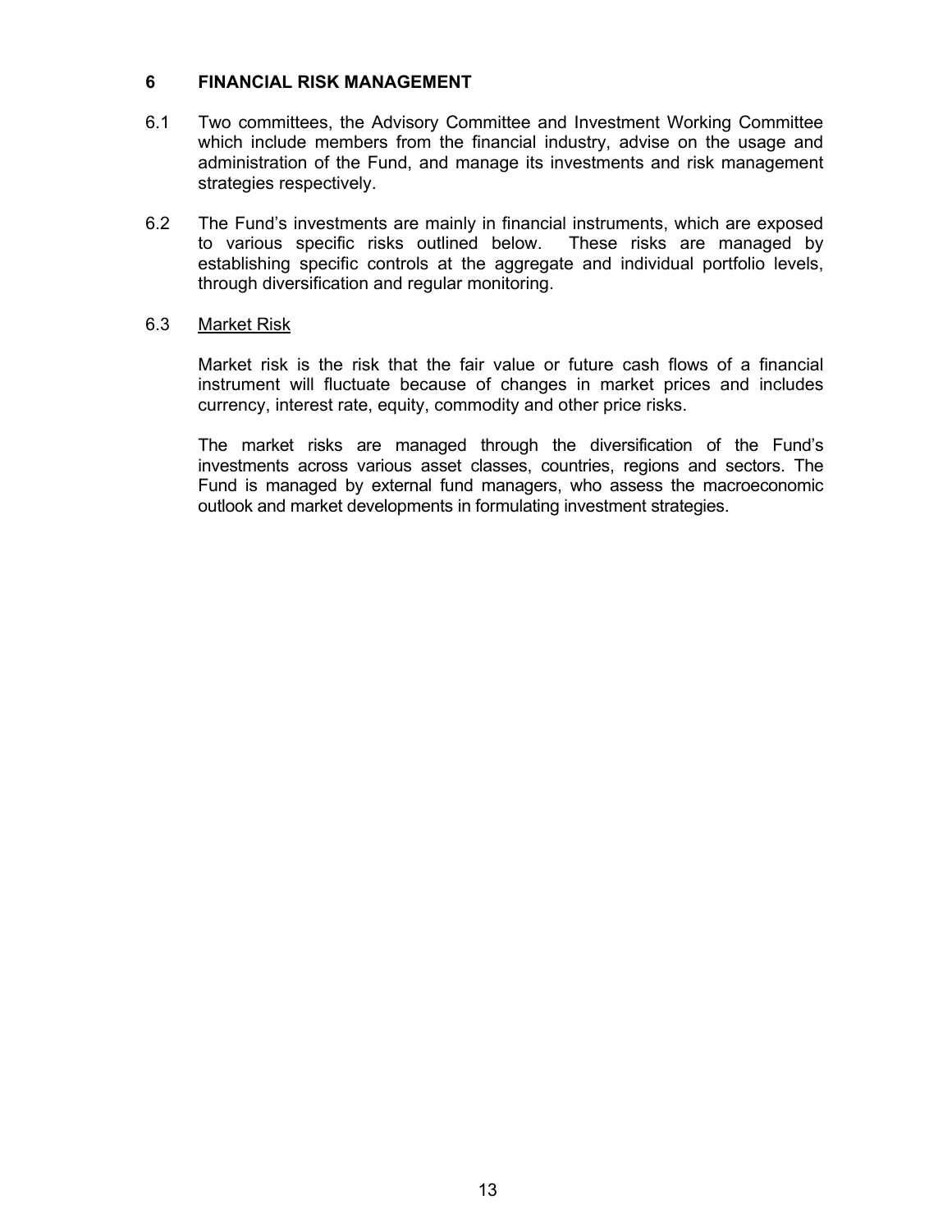## 6 FINANCIAL RISK MANAGEMENT

6.1 Two committees, the Advisory Committee and Investment Working Committee which include members from the financial industry, advise on the usage and administration of the Fund, and manage its investments and risk management strategies respectively.

6.2 The Fund's investments are mainly in financial instruments, which are exposed to various specific risks outlined below. These risks are managed by establishing specific controls at the aggregate and individual portfolio levels, through diversification and regular monitoring.

6.3 Market Risk

Market risk is the risk that the fair value or future cash flows of a financial instrument will fluctuate because of changes in market prices and includes currency, interest rate, equity, commodity and other price risks.

The market risks are managed through the diversification of the Fund's investments across various asset classes, countries, regions and sectors. The Fund is managed by external fund managers, who assess the macroeconomic outlook and market developments in formulating investment strategies.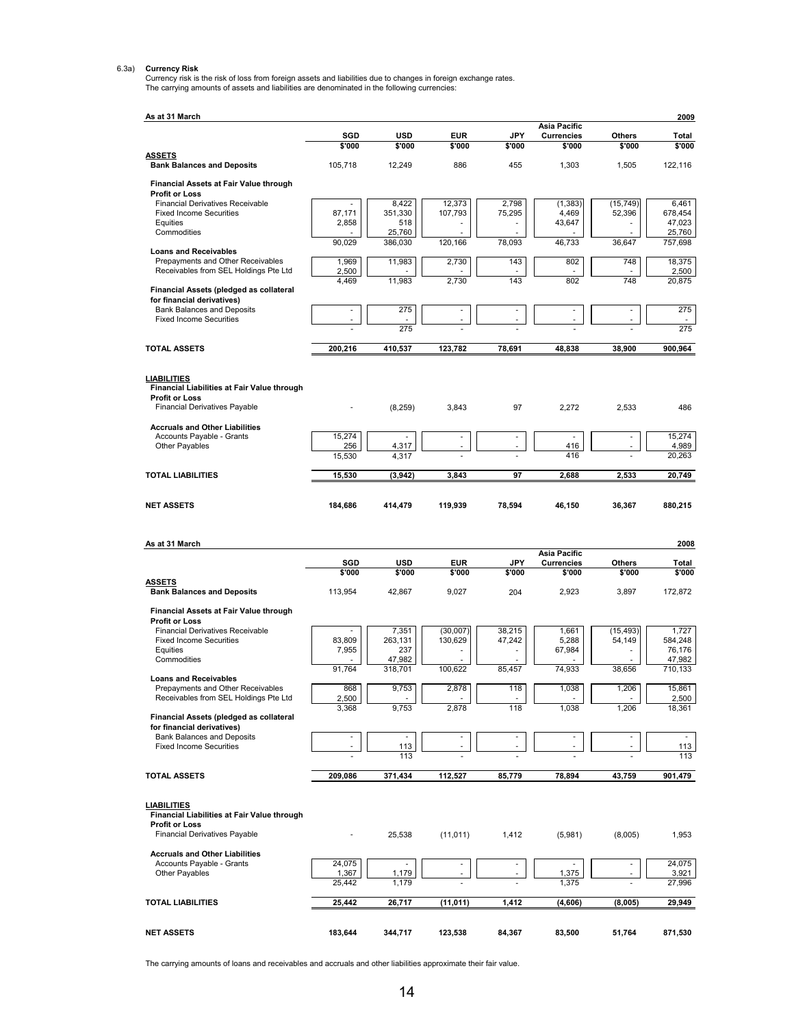6.3a) **Currency Risk**

Currency risk is the risk of loss from foreign assets and liabilities due to changes in foreign exchange rates.
The carrying amounts of assets and liabilities are denominated in the following currencies:

**As at 31 March 2009**

| | SGD | USD | EUR | JPY | Asia Pacific Currencies | Others | Total |
|---|---|---|---|---|---|---|---|
| | $'000 | $'000 | $'000 | $'000 | $'000 | $'000 | $'000 |
| **ASSETS** | | | | | | | |
| **Bank Balances and Deposits** | 105,718 | 12,249 | 886 | 455 | 1,303 | 1,505 | 122,116 |
| **Financial Assets at Fair Value through Profit or Loss** | | | | | | | |
| Financial Derivatives Receivable | - | 8,422 | 12,373 | 2,798 | (1,383) | (15,749) | 6,461 |
| Fixed Income Securities | 87,171 | 351,330 | 107,793 | 75,295 | 4,469 | 52,396 | 678,454 |
| Equities | 2,858 | 518 | - | - | 43,647 | - | 47,023 |
| Commodities | - | 25,760 | - | - | - | - | 25,760 |
| | 90,029 | 386,030 | 120,166 | 78,093 | 46,733 | 36,647 | 757,698 |
| **Loans and Receivables** | | | | | | | |
| Prepayments and Other Receivables | 1,969 | 11,983 | 2,730 | 143 | 802 | 748 | 18,375 |
| Receivables from SEL Holdings Pte Ltd | 2,500 | - | - | - | - | - | 2,500 |
| | 4,469 | 11,983 | 2,730 | 143 | 802 | 748 | 20,875 |
| **Financial Assets (pledged as collateral for financial derivatives)** | | | | | | | |
| Bank Balances and Deposits | - | 275 | - | - | - | - | 275 |
| Fixed Income Securities | - | - | - | - | - | - | - |
| | - | 275 | - | - | - | - | 275 |
| **TOTAL ASSETS** | **200,216** | **410,537** | **123,782** | **78,691** | **48,838** | **38,900** | **900,964** |
| **LIABILITIES** | | | | | | | |
| **Financial Liabilities at Fair Value through Profit or Loss** | | | | | | | |
| Financial Derivatives Payable | - | (8,259) | 3,843 | 97 | 2,272 | 2,533 | 486 |
| **Accruals and Other Liabilities** | | | | | | | |
| Accounts Payable - Grants | 15,274 | - | - | - | - | - | 15,274 |
| Other Payables | 256 | 4,317 | - | - | 416 | - | 4,989 |
| | 15,530 | 4,317 | - | - | 416 | - | 20,263 |
| **TOTAL LIABILITIES** | **15,530** | **(3,942)** | **3,843** | **97** | **2,688** | **2,533** | **20,749** |
| **NET ASSETS** | **184,686** | **414,479** | **119,939** | **78,594** | **46,150** | **36,367** | **880,215** |

**As at 31 March 2008**

| | SGD | USD | EUR | JPY | Asia Pacific Currencies | Others | Total |
|---|---|---|---|---|---|---|---|
| | $'000 | $'000 | $'000 | $'000 | $'000 | $'000 | $'000 |
| **ASSETS** | | | | | | | |
| **Bank Balances and Deposits** | 113,954 | 42,867 | 9,027 | 204 | 2,923 | 3,897 | 172,872 |
| **Financial Assets at Fair Value through Profit or Loss** | | | | | | | |
| Financial Derivatives Receivable | - | 7,351 | (30,007) | 38,215 | 1,661 | (15,493) | 1,727 |
| Fixed Income Securities | 83,809 | 263,131 | 130,629 | 47,242 | 5,288 | 54,149 | 584,248 |
| Equities | 7,955 | 237 | - | - | 67,984 | - | 76,176 |
| Commodities | - | 47,982 | - | - | - | - | 47,982 |
| | 91,764 | 318,701 | 100,622 | 85,457 | 74,933 | 38,656 | 710,133 |
| **Loans and Receivables** | | | | | | | |
| Prepayments and Other Receivables | 868 | 9,753 | 2,878 | 118 | 1,038 | 1,206 | 15,861 |
| Receivables from SEL Holdings Pte Ltd | 2,500 | - | - | - | - | - | 2,500 |
| | 3,368 | 9,753 | 2,878 | 118 | 1,038 | 1,206 | 18,361 |
| **Financial Assets (pledged as collateral for financial derivatives)** | | | | | | | |
| Bank Balances and Deposits | - | - | - | - | - | - | - |
| Fixed Income Securities | - | 113 | - | - | - | - | 113 |
| | - | 113 | - | - | - | - | 113 |
| **TOTAL ASSETS** | **209,086** | **371,434** | **112,527** | **85,779** | **78,894** | **43,759** | **901,479** |
| **LIABILITIES** | | | | | | | |
| **Financial Liabilities at Fair Value through Profit or Loss** | | | | | | | |
| Financial Derivatives Payable | - | 25,538 | (11,011) | 1,412 | (5,981) | (8,005) | 1,953 |
| **Accruals and Other Liabilities** | | | | | | | |
| Accounts Payable - Grants | 24,075 | - | - | - | - | - | 24,075 |
| Other Payables | 1,367 | 1,179 | - | - | 1,375 | - | 3,921 |
| | 25,442 | 1,179 | - | - | 1,375 | - | 27,996 |
| **TOTAL LIABILITIES** | **25,442** | **26,717** | **(11,011)** | **1,412** | **(4,606)** | **(8,005)** | **29,949** |
| **NET ASSETS** | **183,644** | **344,717** | **123,538** | **84,367** | **83,500** | **51,764** | **871,530** |

The carrying amounts of loans and receivables and accruals and other liabilities approximate their fair value.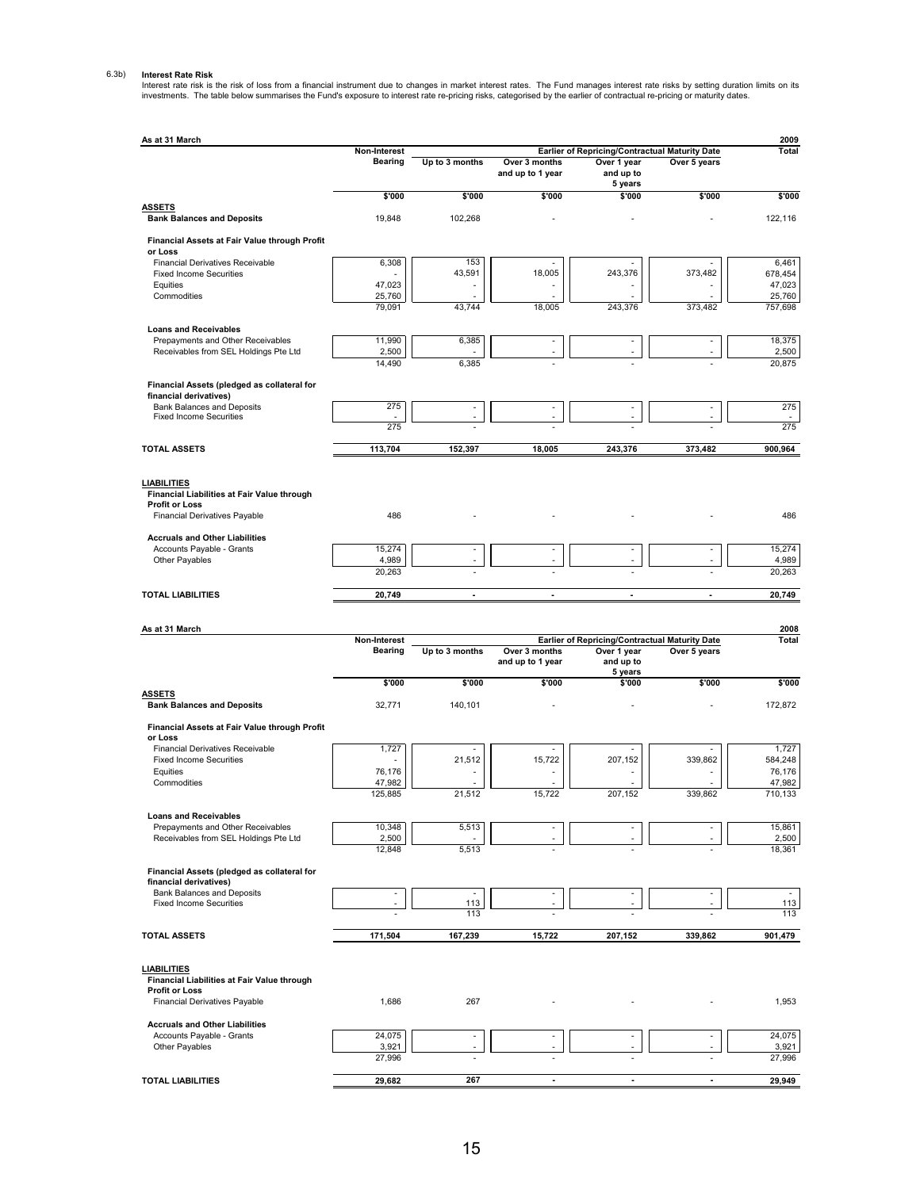6.3b) **Interest Rate Risk**

Interest rate risk is the risk of loss from a financial instrument due to changes in market interest rates. The Fund manages interest rate risks by setting duration limits on its investments. The table below summarises the Fund's exposure to interest rate re-pricing risks, categorised by the earlier of contractual re-pricing or maturity dates.

**As at 31 March 2009**

| | Non-Interest Bearing | Earlier of Repricing/Contractual Maturity Date | | | | Total |
|---|---|---|---|---|---|---|
| | | Up to 3 months | Over 3 months and up to 1 year | Over 1 year and up to 5 years | Over 5 years | |
| | $'000 | $'000 | $'000 | $'000 | $'000 | $'000 |
| **ASSETS** | | | | | | |
| **Bank Balances and Deposits** | 19,848 | 102,268 | - | - | - | 122,116 |
| **Financial Assets at Fair Value through Profit or Loss** | | | | | | |
| Financial Derivatives Receivable | 6,308 | 153 | - | - | - | 6,461 |
| Fixed Income Securities | - | 43,591 | 18,005 | 243,376 | 373,482 | 678,454 |
| Equities | 47,023 | - | - | - | - | 47,023 |
| Commodities | 25,760 | - | - | - | - | 25,760 |
| | 79,091 | 43,744 | 18,005 | 243,376 | 373,482 | 757,698 |
| **Loans and Receivables** | | | | | | |
| Prepayments and Other Receivables | 11,990 | 6,385 | - | - | - | 18,375 |
| Receivables from SEL Holdings Pte Ltd | 2,500 | - | - | - | - | 2,500 |
| | 14,490 | 6,385 | - | - | - | 20,875 |
| **Financial Assets (pledged as collateral for financial derivatives)** | | | | | | |
| Bank Balances and Deposits | 275 | - | - | - | - | 275 |
| Fixed Income Securities | - | - | - | - | - | - |
| | 275 | - | - | - | - | 275 |
| **TOTAL ASSETS** | **113,704** | **152,397** | **18,005** | **243,376** | **373,482** | **900,964** |
| **LIABILITIES** | | | | | | |
| **Financial Liabilities at Fair Value through Profit or Loss** | | | | | | |
| Financial Derivatives Payable | 486 | - | - | - | - | 486 |
| **Accruals and Other Liabilities** | | | | | | |
| Accounts Payable - Grants | 15,274 | - | - | - | - | 15,274 |
| Other Payables | 4,989 | - | - | - | - | 4,989 |
| | 20,263 | - | - | - | - | 20,263 |
| **TOTAL LIABILITIES** | **20,749** | **-** | **-** | **-** | **-** | **20,749** |

**As at 31 March 2008**

| | Non-Interest Bearing | Earlier of Repricing/Contractual Maturity Date | | | | Total |
|---|---|---|---|---|---|---|
| | | Up to 3 months | Over 3 months and up to 1 year | Over 1 year and up to 5 years | Over 5 years | |
| | $'000 | $'000 | $'000 | $'000 | $'000 | $'000 |
| **ASSETS** | | | | | | |
| **Bank Balances and Deposits** | 32,771 | 140,101 | - | - | - | 172,872 |
| **Financial Assets at Fair Value through Profit or Loss** | | | | | | |
| Financial Derivatives Receivable | 1,727 | - | - | - | - | 1,727 |
| Fixed Income Securities | - | 21,512 | 15,722 | 207,152 | 339,862 | 584,248 |
| Equities | 76,176 | - | - | - | - | 76,176 |
| Commodities | 47,982 | - | - | - | - | 47,982 |
| | 125,885 | 21,512 | 15,722 | 207,152 | 339,862 | 710,133 |
| **Loans and Receivables** | | | | | | |
| Prepayments and Other Receivables | 10,348 | 5,513 | - | - | - | 15,861 |
| Receivables from SEL Holdings Pte Ltd | 2,500 | - | - | - | - | 2,500 |
| | 12,848 | 5,513 | - | - | - | 18,361 |
| **Financial Assets (pledged as collateral for financial derivatives)** | | | | | | |
| Bank Balances and Deposits | - | - | - | - | - | - |
| Fixed Income Securities | - | 113 | - | - | - | 113 |
| | - | 113 | - | - | - | 113 |
| **TOTAL ASSETS** | **171,504** | **167,239** | **15,722** | **207,152** | **339,862** | **901,479** |
| **LIABILITIES** | | | | | | |
| **Financial Liabilities at Fair Value through Profit or Loss** | | | | | | |
| Financial Derivatives Payable | 1,686 | 267 | - | - | - | 1,953 |
| **Accruals and Other Liabilities** | | | | | | |
| Accounts Payable - Grants | 24,075 | - | - | - | - | 24,075 |
| Other Payables | 3,921 | - | - | - | - | 3,921 |
| | 27,996 | - | - | - | - | 27,996 |
| **TOTAL LIABILITIES** | **29,682** | **267** | **-** | **-** | **-** | **29,949** |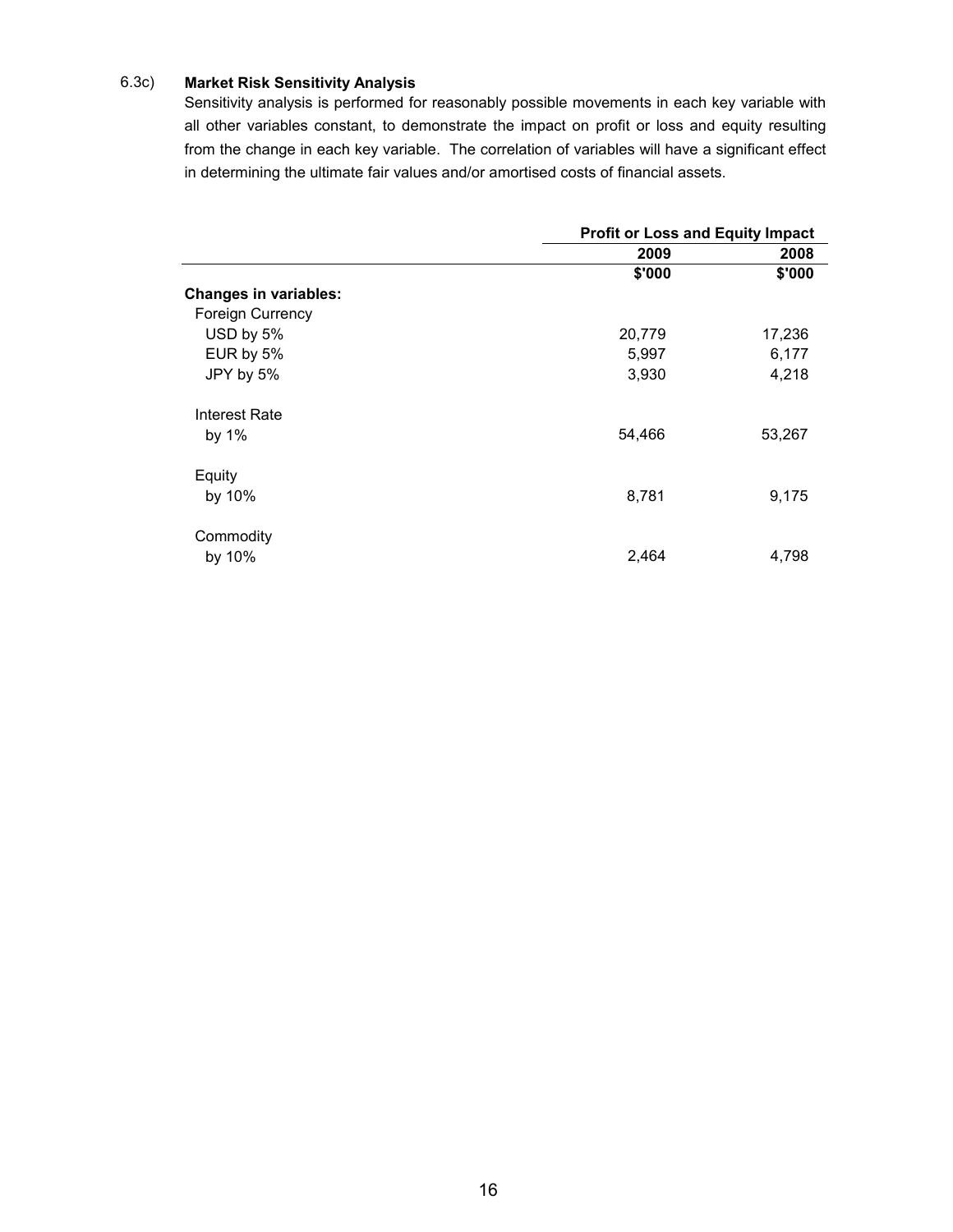### 6.3c) Market Risk Sensitivity Analysis

Sensitivity analysis is performed for reasonably possible movements in each key variable with all other variables constant, to demonstrate the impact on profit or loss and equity resulting from the change in each key variable. The correlation of variables will have a significant effect in determining the ultimate fair values and/or amortised costs of financial assets.

| | Profit or Loss and Equity Impact | |
|---|---|---|
| | **2009** | **2008** |
| | **$'000** | **$'000** |
| **Changes in variables:** | | |
| Foreign Currency | | |
| USD by 5% | 20,779 | 17,236 |
| EUR by 5% | 5,997 | 6,177 |
| JPY by 5% | 3,930 | 4,218 |
| Interest Rate | | |
| by 1% | 54,466 | 53,267 |
| Equity | | |
| by 10% | 8,781 | 9,175 |
| Commodity | | |
| by 10% | 2,464 | 4,798 |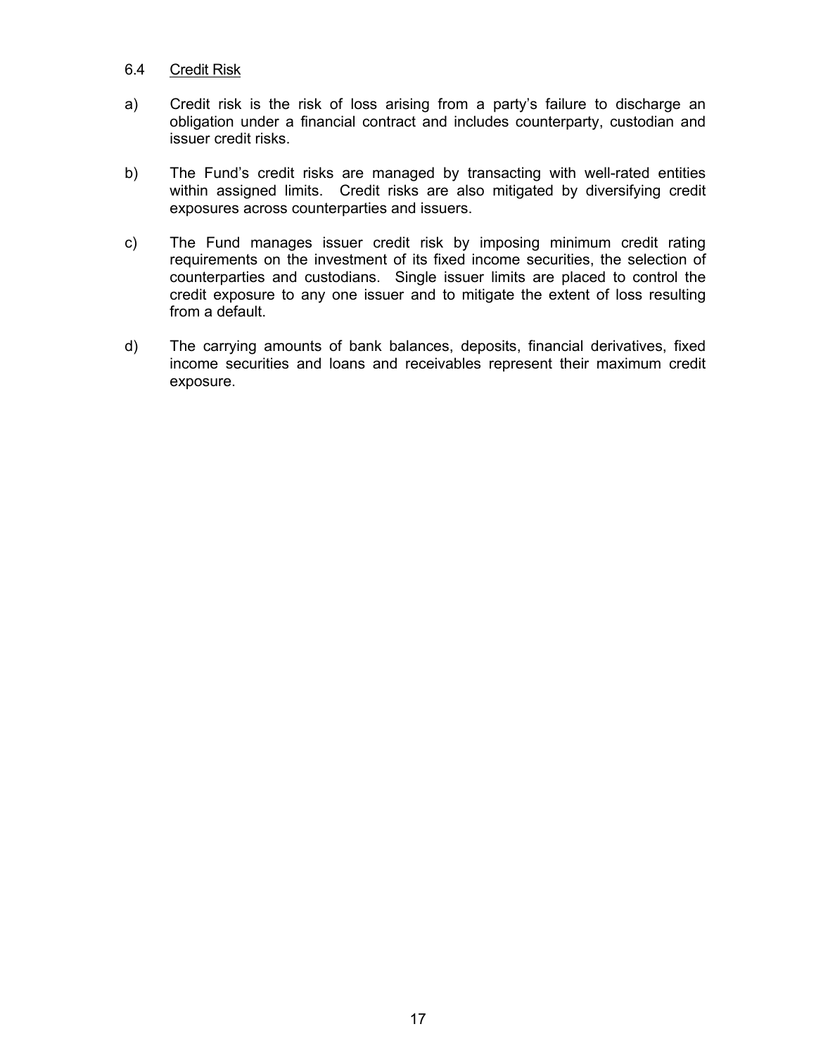### 6.4 Credit Risk

a) Credit risk is the risk of loss arising from a party's failure to discharge an obligation under a financial contract and includes counterparty, custodian and issuer credit risks.

b) The Fund's credit risks are managed by transacting with well-rated entities within assigned limits. Credit risks are also mitigated by diversifying credit exposures across counterparties and issuers.

c) The Fund manages issuer credit risk by imposing minimum credit rating requirements on the investment of its fixed income securities, the selection of counterparties and custodians. Single issuer limits are placed to control the credit exposure to any one issuer and to mitigate the extent of loss resulting from a default.

d) The carrying amounts of bank balances, deposits, financial derivatives, fixed income securities and loans and receivables represent their maximum credit exposure.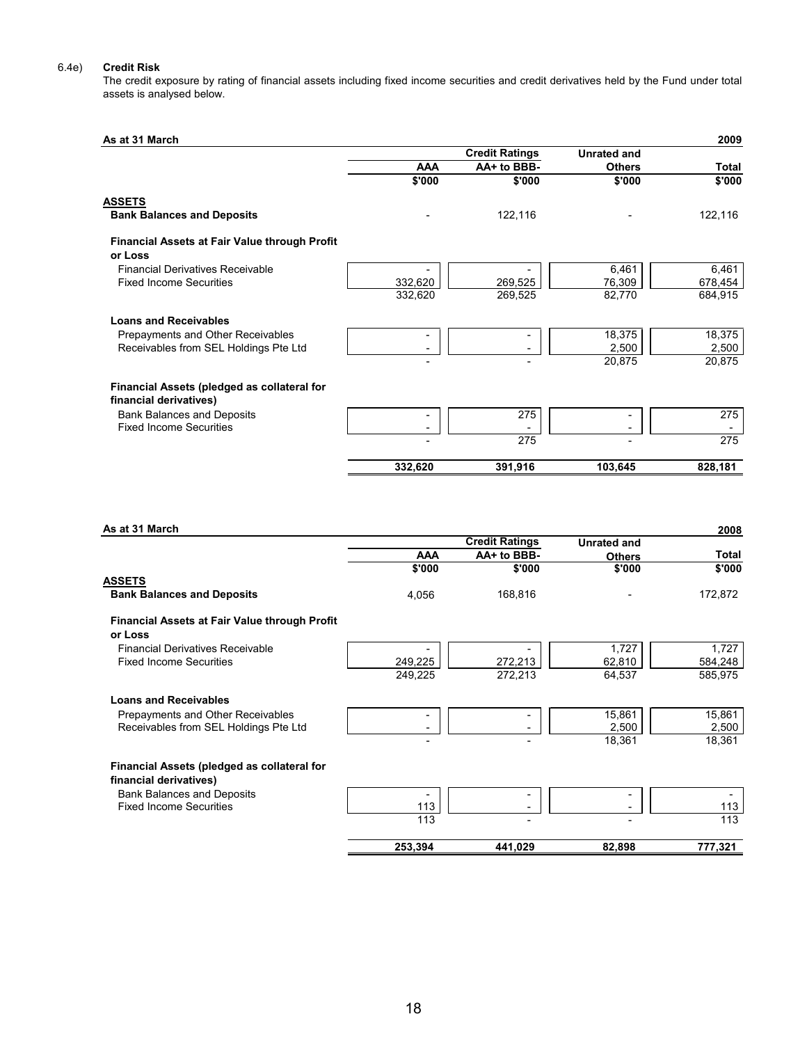6.4e) **Credit Risk**

The credit exposure by rating of financial assets including fixed income securities and credit derivatives held by the Fund under total assets is analysed below.

| As at 31 March | | | | 2009 |
|---|---|---|---|---|
| | | Credit Ratings | Unrated and | |
| | AAA | AA+ to BBB- | Others | Total |
| | $'000 | $'000 | $'000 | $'000 |
| **ASSETS** | | | | |
| **Bank Balances and Deposits** | - | 122,116 | - | 122,116 |
| **Financial Assets at Fair Value through Profit or Loss** | | | | |
| Financial Derivatives Receivable | - | - | 6,461 | 6,461 |
| Fixed Income Securities | 332,620 | 269,525 | 76,309 | 678,454 |
| | 332,620 | 269,525 | 82,770 | 684,915 |
| **Loans and Receivables** | | | | |
| Prepayments and Other Receivables | - | - | 18,375 | 18,375 |
| Receivables from SEL Holdings Pte Ltd | - | - | 2,500 | 2,500 |
| | - | - | 20,875 | 20,875 |
| **Financial Assets (pledged as collateral for financial derivatives)** | | | | |
| Bank Balances and Deposits | - | 275 | - | 275 |
| Fixed Income Securities | - | - | - | - |
| | - | 275 | - | 275 |
| | **332,620** | **391,916** | **103,645** | **828,181** |

| As at 31 March | | | | 2008 |
|---|---|---|---|---|
| | | Credit Ratings | Unrated and | |
| | AAA | AA+ to BBB- | Others | Total |
| | $'000 | $'000 | $'000 | $'000 |
| **ASSETS** | | | | |
| **Bank Balances and Deposits** | 4,056 | 168,816 | - | 172,872 |
| **Financial Assets at Fair Value through Profit or Loss** | | | | |
| Financial Derivatives Receivable | - | - | 1,727 | 1,727 |
| Fixed Income Securities | 249,225 | 272,213 | 62,810 | 584,248 |
| | 249,225 | 272,213 | 64,537 | 585,975 |
| **Loans and Receivables** | | | | |
| Prepayments and Other Receivables | - | - | 15,861 | 15,861 |
| Receivables from SEL Holdings Pte Ltd | - | - | 2,500 | 2,500 |
| | - | - | 18,361 | 18,361 |
| **Financial Assets (pledged as collateral for financial derivatives)** | | | | |
| Bank Balances and Deposits | - | - | - | - |
| Fixed Income Securities | 113 | - | - | 113 |
| | 113 | - | - | 113 |
| | **253,394** | **441,029** | **82,898** | **777,321** |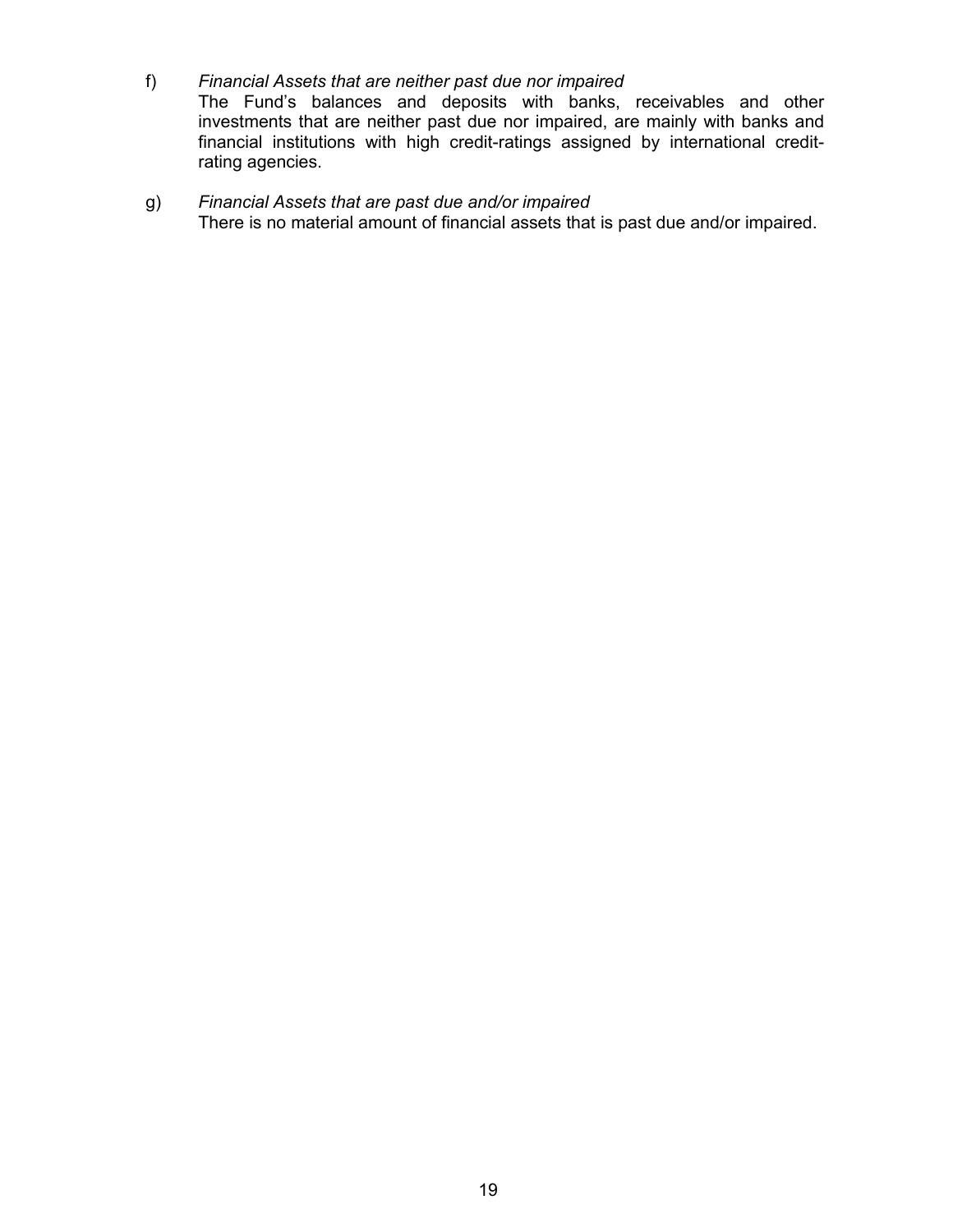f) *Financial Assets that are neither past due nor impaired*
The Fund's balances and deposits with banks, receivables and other investments that are neither past due nor impaired, are mainly with banks and financial institutions with high credit-ratings assigned by international credit-rating agencies.

g) *Financial Assets that are past due and/or impaired*
There is no material amount of financial assets that is past due and/or impaired.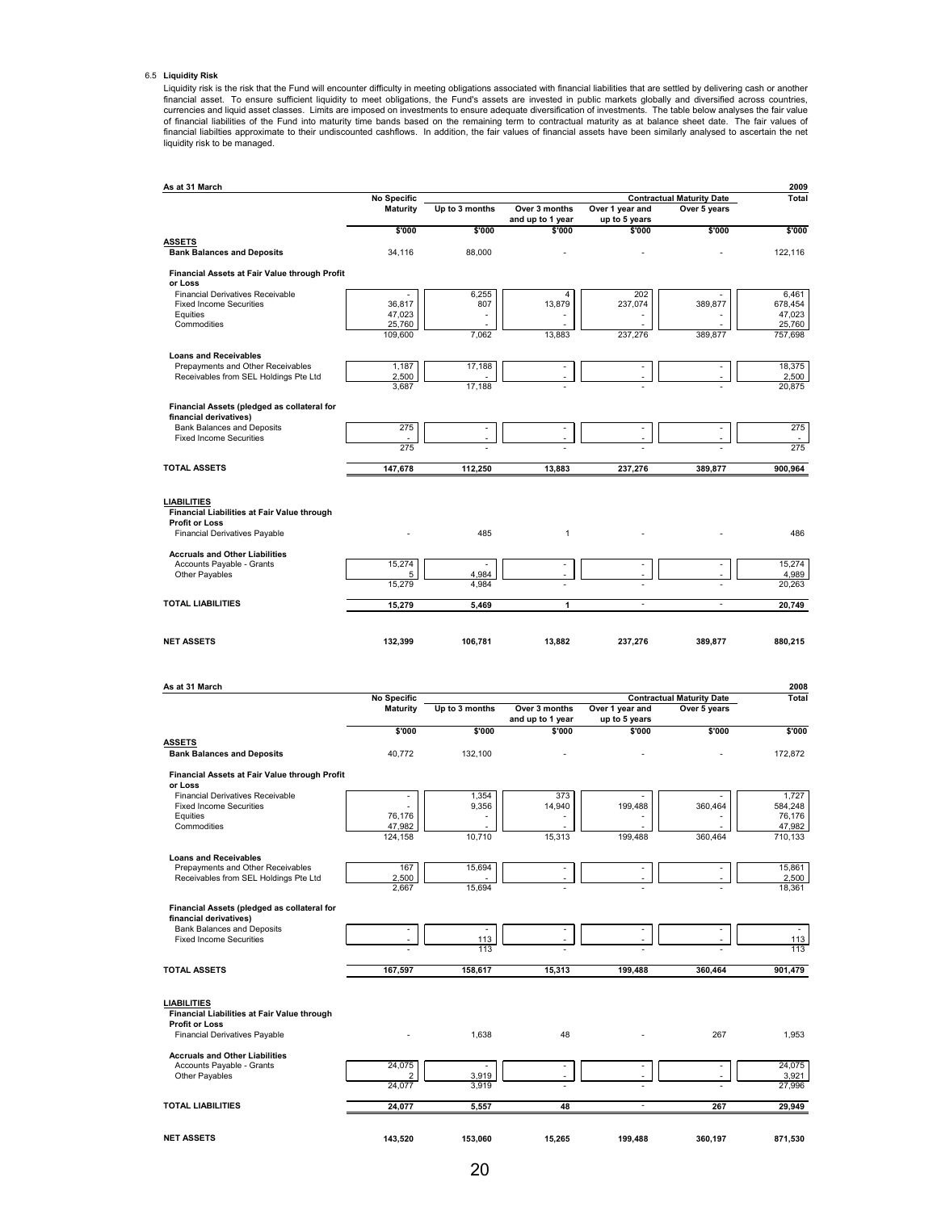### 6.5 Liquidity Risk

Liquidity risk is the risk that the Fund will encounter difficulty in meeting obligations associated with financial liabilities that are settled by delivering cash or another financial asset. To ensure sufficient liquidity to meet obligations, the Fund's assets are invested in public markets globally and diversified across countries, currencies and liquid asset classes. Limits are imposed on investments to ensure adequate diversification of investments. The table below analyses the fair value of financial liabilities of the Fund into maturity time bands based on the remaining term to contractual maturity as at balance sheet date. The fair values of financial liabilties approximate to their undiscounted cashflows. In addition, the fair values of financial assets have been similarly analysed to ascertain the net liquidity risk to be managed.

| As at 31 March | | | | | | 2009 |
|---|---|---|---|---|---|---|
| | No Specific Maturity | Contractual Maturity Date | | | | Total |
| | | Up to 3 months | Over 3 months and up to 1 year | Over 1 year and up to 5 years | Over 5 years | |
| | $'000 | $'000 | $'000 | $'000 | $'000 | $'000 |
| **ASSETS** | | | | | | |
| **Bank Balances and Deposits** | 34,116 | 88,000 | - | - | - | 122,116 |
| **Financial Assets at Fair Value through Profit or Loss** | | | | | | |
| Financial Derivatives Receivable | - | 6,255 | 4 | 202 | - | 6,461 |
| Fixed Income Securities | 36,817 | 807 | 13,879 | 237,074 | 389,877 | 678,454 |
| Equities | 47,023 | - | - | - | - | 47,023 |
| Commodities | 25,760 | - | - | - | - | 25,760 |
| | 109,600 | 7,062 | 13,883 | 237,276 | 389,877 | 757,698 |
| **Loans and Receivables** | | | | | | |
| Prepayments and Other Receivables | 1,187 | 17,188 | - | - | - | 18,375 |
| Receivables from SEL Holdings Pte Ltd | 2,500 | - | - | - | - | 2,500 |
| | 3,687 | 17,188 | - | - | - | 20,875 |
| **Financial Assets (pledged as collateral for financial derivatives)** | | | | | | |
| Bank Balances and Deposits | 275 | - | - | - | - | 275 |
| Fixed Income Securities | - | - | - | - | - | - |
| | 275 | - | - | - | - | 275 |
| **TOTAL ASSETS** | **147,678** | **112,250** | **13,883** | **237,276** | **389,877** | **900,964** |
| **LIABILITIES** | | | | | | |
| **Financial Liabilities at Fair Value through Profit or Loss** | | | | | | |
| Financial Derivatives Payable | - | 485 | 1 | - | - | 486 |
| **Accruals and Other Liabilities** | | | | | | |
| Accounts Payable - Grants | 15,274 | - | - | - | - | 15,274 |
| Other Payables | 5 | 4,984 | - | - | - | 4,989 |
| | 15,279 | 4,984 | - | - | - | 20,263 |
| **TOTAL LIABILITIES** | **15,279** | **5,469** | **1** | - | - | **20,749** |
| **NET ASSETS** | **132,399** | **106,781** | **13,882** | **237,276** | **389,877** | **880,215** |

| As at 31 March | | | | | | 2008 |
|---|---|---|---|---|---|---|
| | No Specific Maturity | Contractual Maturity Date | | | | Total |
| | | Up to 3 months | Over 3 months and up to 1 year | Over 1 year and up to 5 years | Over 5 years | |
| | $'000 | $'000 | $'000 | $'000 | $'000 | $'000 |
| **ASSETS** | | | | | | |
| **Bank Balances and Deposits** | 40,772 | 132,100 | - | - | - | 172,872 |
| **Financial Assets at Fair Value through Profit or Loss** | | | | | | |
| Financial Derivatives Receivable | - | 1,354 | 373 | - | - | 1,727 |
| Fixed Income Securities | - | 9,356 | 14,940 | 199,488 | 360,464 | 584,248 |
| Equities | 76,176 | - | - | - | - | 76,176 |
| Commodities | 47,982 | - | - | - | - | 47,982 |
| | 124,158 | 10,710 | 15,313 | 199,488 | 360,464 | 710,133 |
| **Loans and Receivables** | | | | | | |
| Prepayments and Other Receivables | 167 | 15,694 | - | - | - | 15,861 |
| Receivables from SEL Holdings Pte Ltd | 2,500 | - | - | - | - | 2,500 |
| | 2,667 | 15,694 | - | - | - | 18,361 |
| **Financial Assets (pledged as collateral for financial derivatives)** | | | | | | |
| Bank Balances and Deposits | - | - | - | - | - | - |
| Fixed Income Securities | - | 113 | - | - | - | 113 |
| | - | 113 | - | - | - | 113 |
| **TOTAL ASSETS** | **167,597** | **158,617** | **15,313** | **199,488** | **360,464** | **901,479** |
| **LIABILITIES** | | | | | | |
| **Financial Liabilities at Fair Value through Profit or Loss** | | | | | | |
| Financial Derivatives Payable | - | 1,638 | 48 | - | 267 | 1,953 |
| **Accruals and Other Liabilities** | | | | | | |
| Accounts Payable - Grants | 24,075 | - | - | - | - | 24,075 |
| Other Payables | 2 | 3,919 | - | - | - | 3,921 |
| | 24,077 | 3,919 | - | - | - | 27,996 |
| **TOTAL LIABILITIES** | **24,077** | **5,557** | **48** | - | **267** | **29,949** |
| **NET ASSETS** | **143,520** | **153,060** | **15,265** | **199,488** | **360,197** | **871,530** |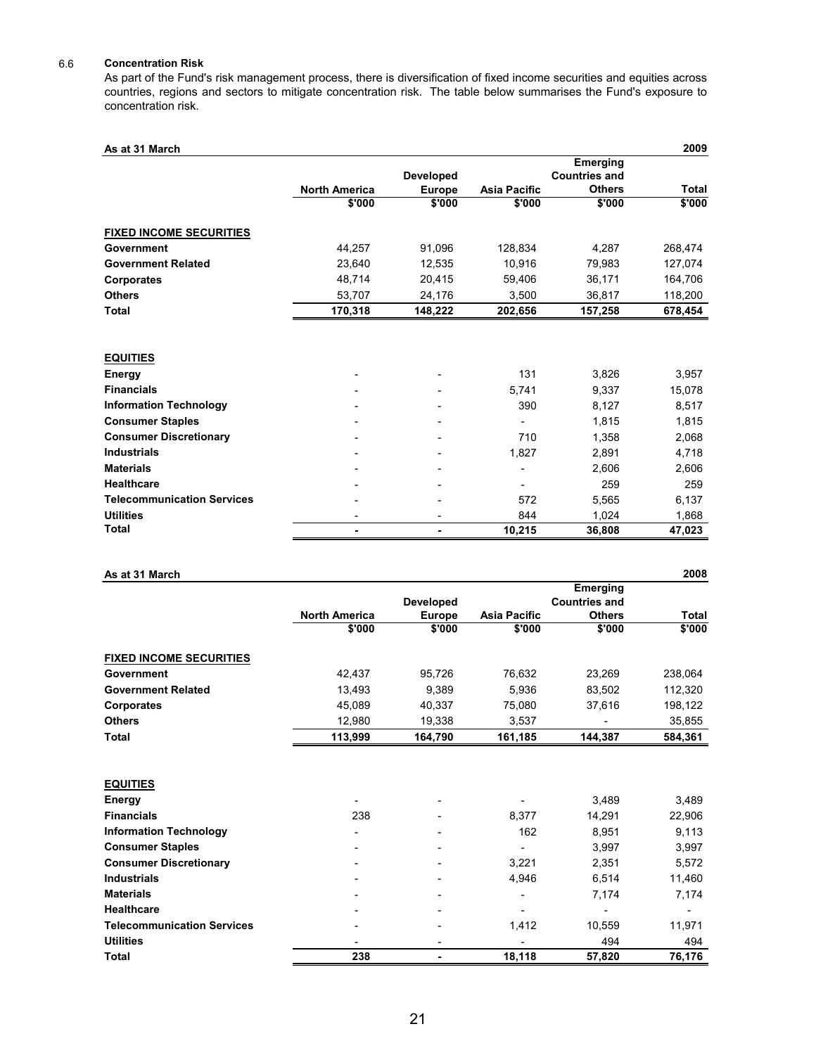### 6.6 Concentration Risk

As part of the Fund's risk management process, there is diversification of fixed income securities and equities across countries, regions and sectors to mitigate concentration risk. The table below summarises the Fund's exposure to concentration risk.

| As at 31 March | | | | | 2009 |
|---|---|---|---|---|---|
| | North America | Developed Europe | Asia Pacific | Emerging Countries and Others | Total |
| | $'000 | $'000 | $'000 | $'000 | $'000 |
| **FIXED INCOME SECURITIES** | | | | | |
| **Government** | 44,257 | 91,096 | 128,834 | 4,287 | 268,474 |
| **Government Related** | 23,640 | 12,535 | 10,916 | 79,983 | 127,074 |
| **Corporates** | 48,714 | 20,415 | 59,406 | 36,171 | 164,706 |
| **Others** | 53,707 | 24,176 | 3,500 | 36,817 | 118,200 |
| **Total** | **170,318** | **148,222** | **202,656** | **157,258** | **678,454** |
| **EQUITIES** | | | | | |
| **Energy** | - | - | 131 | 3,826 | 3,957 |
| **Financials** | - | - | 5,741 | 9,337 | 15,078 |
| **Information Technology** | - | - | 390 | 8,127 | 8,517 |
| **Consumer Staples** | - | - | - | 1,815 | 1,815 |
| **Consumer Discretionary** | - | - | 710 | 1,358 | 2,068 |
| **Industrials** | - | - | 1,827 | 2,891 | 4,718 |
| **Materials** | - | - | - | 2,606 | 2,606 |
| **Healthcare** | - | - | - | 259 | 259 |
| **Telecommunication Services** | - | - | 572 | 5,565 | 6,137 |
| **Utilities** | - | - | 844 | 1,024 | 1,868 |
| **Total** | **-** | **-** | **10,215** | **36,808** | **47,023** |

| As at 31 March | | | | | 2008 |
|---|---|---|---|---|---|
| | North America | Developed Europe | Asia Pacific | Emerging Countries and Others | Total |
| | $'000 | $'000 | $'000 | $'000 | $'000 |
| **FIXED INCOME SECURITIES** | | | | | |
| **Government** | 42,437 | 95,726 | 76,632 | 23,269 | 238,064 |
| **Government Related** | 13,493 | 9,389 | 5,936 | 83,502 | 112,320 |
| **Corporates** | 45,089 | 40,337 | 75,080 | 37,616 | 198,122 |
| **Others** | 12,980 | 19,338 | 3,537 | - | 35,855 |
| **Total** | **113,999** | **164,790** | **161,185** | **144,387** | **584,361** |
| **EQUITIES** | | | | | |
| **Energy** | - | - | - | 3,489 | 3,489 |
| **Financials** | 238 | - | 8,377 | 14,291 | 22,906 |
| **Information Technology** | - | - | 162 | 8,951 | 9,113 |
| **Consumer Staples** | - | - | - | 3,997 | 3,997 |
| **Consumer Discretionary** | - | - | 3,221 | 2,351 | 5,572 |
| **Industrials** | - | - | 4,946 | 6,514 | 11,460 |
| **Materials** | - | - | - | 7,174 | 7,174 |
| **Healthcare** | - | - | - | - | - |
| **Telecommunication Services** | - | - | 1,412 | 10,559 | 11,971 |
| **Utilities** | - | - | - | 494 | 494 |
| **Total** | **238** | **-** | **18,118** | **57,820** | **76,176** |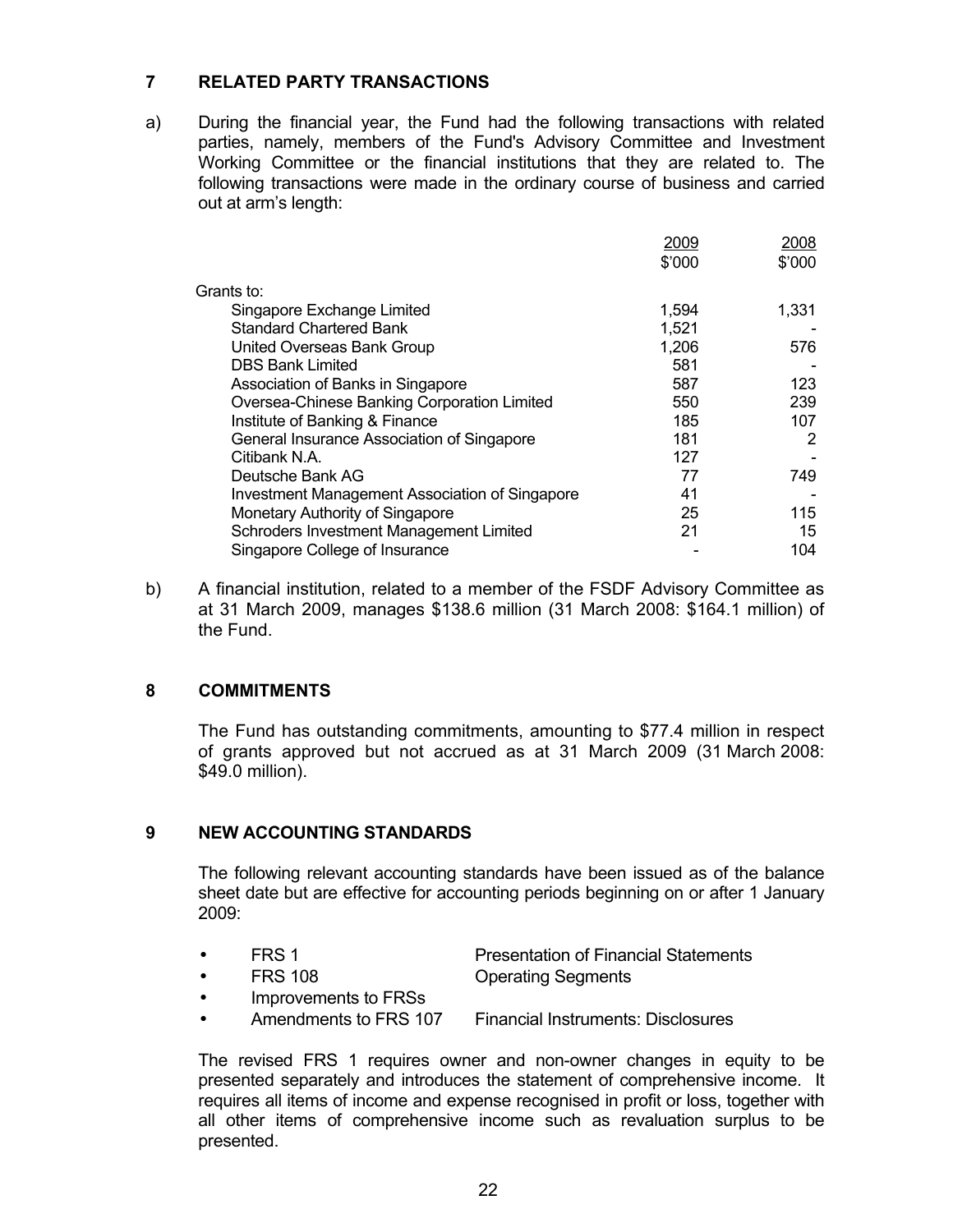## 7 RELATED PARTY TRANSACTIONS

a) During the financial year, the Fund had the following transactions with related parties, namely, members of the Fund's Advisory Committee and Investment Working Committee or the financial institutions that they are related to. The following transactions were made in the ordinary course of business and carried out at arm's length:

| | 2009<br>$'000 | 2008<br>$'000 |
|---|---|---|
| Grants to: | | |
| Singapore Exchange Limited | 1,594 | 1,331 |
| Standard Chartered Bank | 1,521 | - |
| United Overseas Bank Group | 1,206 | 576 |
| DBS Bank Limited | 581 | - |
| Association of Banks in Singapore | 587 | 123 |
| Oversea-Chinese Banking Corporation Limited | 550 | 239 |
| Institute of Banking & Finance | 185 | 107 |
| General Insurance Association of Singapore | 181 | 2 |
| Citibank N.A. | 127 | - |
| Deutsche Bank AG | 77 | 749 |
| Investment Management Association of Singapore | 41 | - |
| Monetary Authority of Singapore | 25 | 115 |
| Schroders Investment Management Limited | 21 | 15 |
| Singapore College of Insurance | - | 104 |

b) A financial institution, related to a member of the FSDF Advisory Committee as at 31 March 2009, manages $138.6 million (31 March 2008: $164.1 million) of the Fund.

## 8 COMMITMENTS

The Fund has outstanding commitments, amounting to $77.4 million in respect of grants approved but not accrued as at 31 March 2009 (31 March 2008: $49.0 million).

## 9 NEW ACCOUNTING STANDARDS

The following relevant accounting standards have been issued as of the balance sheet date but are effective for accounting periods beginning on or after 1 January 2009:

- FRS 1 Presentation of Financial Statements
- FRS 108 Operating Segments
- Improvements to FRSs
- Amendments to FRS 107 Financial Instruments: Disclosures

The revised FRS 1 requires owner and non-owner changes in equity to be presented separately and introduces the statement of comprehensive income. It requires all items of income and expense recognised in profit or loss, together with all other items of comprehensive income such as revaluation surplus to be presented.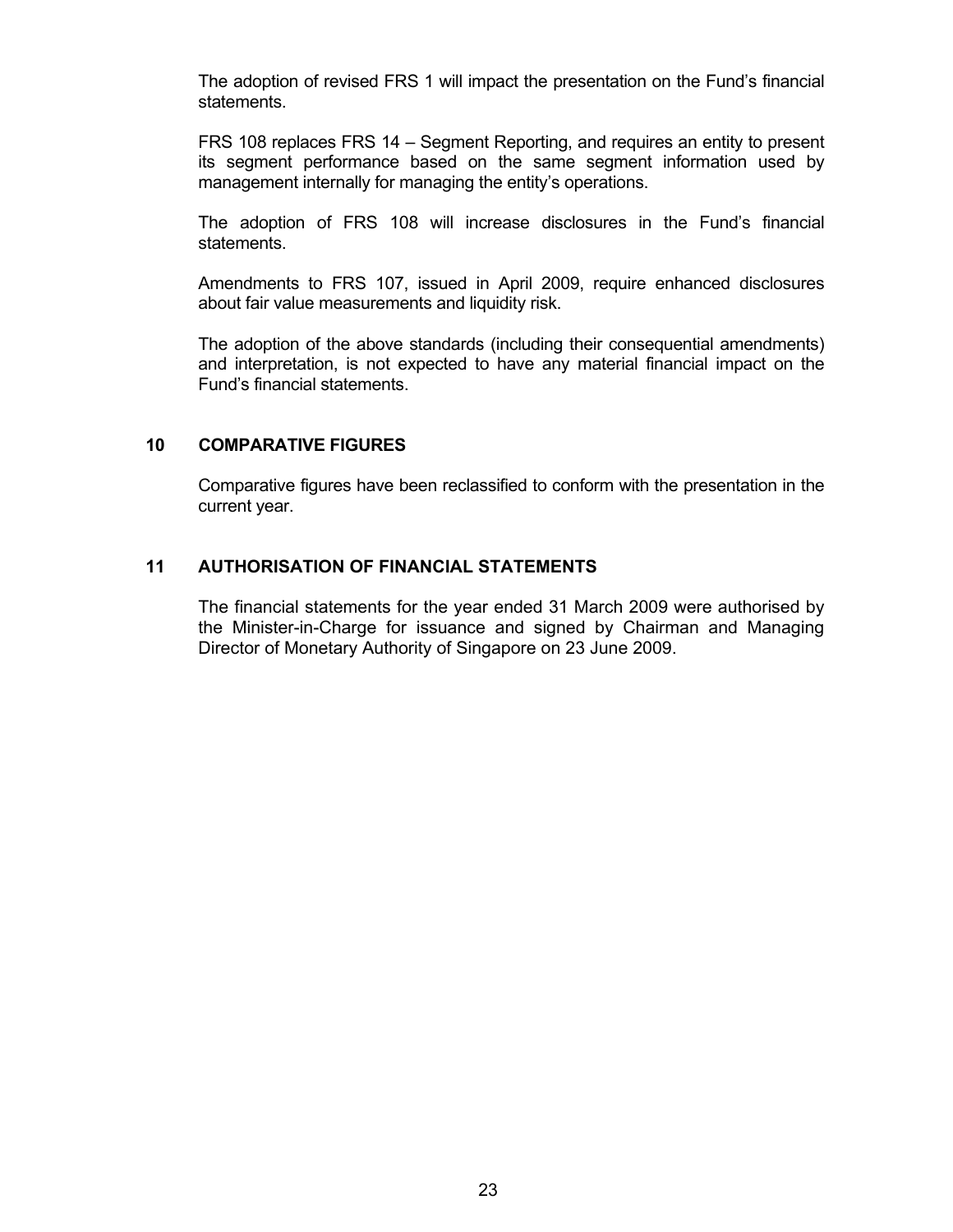The adoption of revised FRS 1 will impact the presentation on the Fund's financial statements.

FRS 108 replaces FRS 14 – Segment Reporting, and requires an entity to present its segment performance based on the same segment information used by management internally for managing the entity's operations.

The adoption of FRS 108 will increase disclosures in the Fund's financial statements.

Amendments to FRS 107, issued in April 2009, require enhanced disclosures about fair value measurements and liquidity risk.

The adoption of the above standards (including their consequential amendments) and interpretation, is not expected to have any material financial impact on the Fund's financial statements.

## 10 COMPARATIVE FIGURES

Comparative figures have been reclassified to conform with the presentation in the current year.

## 11 AUTHORISATION OF FINANCIAL STATEMENTS

The financial statements for the year ended 31 March 2009 were authorised by the Minister-in-Charge for issuance and signed by Chairman and Managing Director of Monetary Authority of Singapore on 23 June 2009.